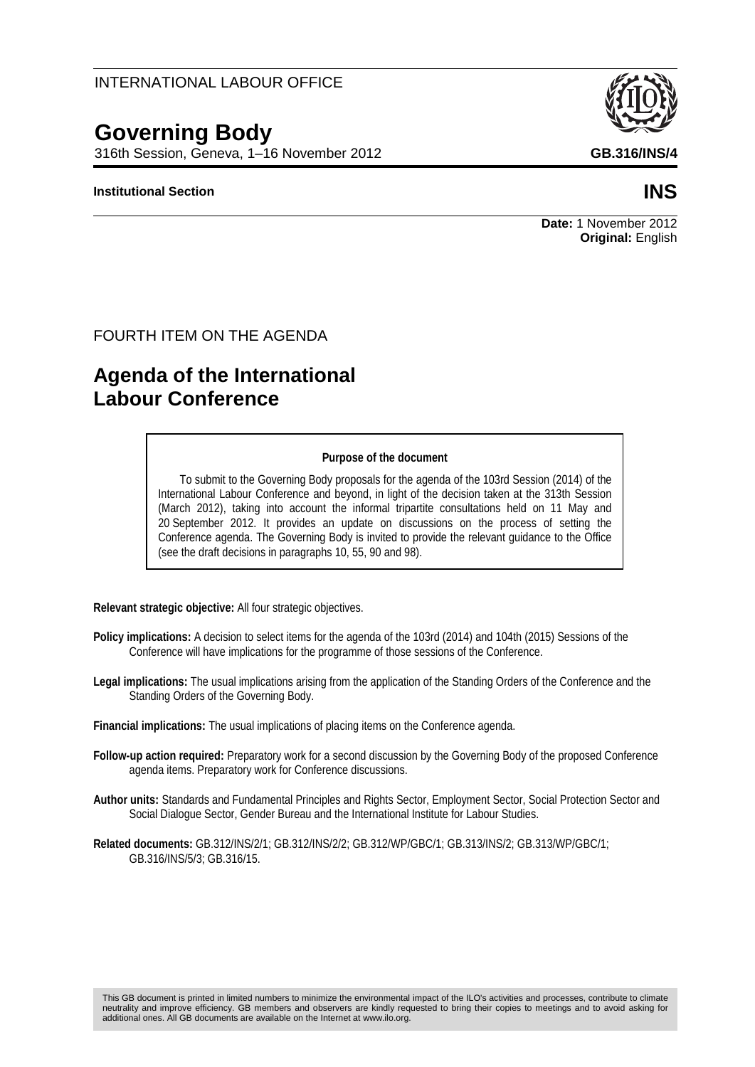INTERNATIONAL LABOUR OFFICE

# Governing Body

316th Session, Geneva, 1–16 November 2012

**GB.316/INS/4**

**Institutional Section** **INS**

**Date:** 1 November 2012
**Original:** English

FOURTH ITEM ON THE AGENDA

## Agenda of the International Labour Conference

**Purpose of the document**

To submit to the Governing Body proposals for the agenda of the 103rd Session (2014) of the International Labour Conference and beyond, in light of the decision taken at the 313th Session (March 2012), taking into account the informal tripartite consultations held on 11 May and 20 September 2012. It provides an update on discussions on the process of setting the Conference agenda. The Governing Body is invited to provide the relevant guidance to the Office (see the draft decisions in paragraphs 10, 55, 90 and 98).

**Relevant strategic objective:** All four strategic objectives.

**Policy implications:** A decision to select items for the agenda of the 103rd (2014) and 104th (2015) Sessions of the Conference will have implications for the programme of those sessions of the Conference.

**Legal implications:** The usual implications arising from the application of the Standing Orders of the Conference and the Standing Orders of the Governing Body.

**Financial implications:** The usual implications of placing items on the Conference agenda.

**Follow-up action required:** Preparatory work for a second discussion by the Governing Body of the proposed Conference agenda items. Preparatory work for Conference discussions.

**Author units:** Standards and Fundamental Principles and Rights Sector, Employment Sector, Social Protection Sector and Social Dialogue Sector, Gender Bureau and the International Institute for Labour Studies.

**Related documents:** GB.312/INS/2/1; GB.312/INS/2/2; GB.312/WP/GBC/1; GB.313/INS/2; GB.313/WP/GBC/1; GB.316/INS/5/3; GB.316/15.

This GB document is printed in limited numbers to minimize the environmental impact of the ILO's activities and processes, contribute to climate neutrality and improve efficiency. GB members and observers are kindly requested to bring their copies to meetings and to avoid asking for additional ones. All GB documents are available on the Internet at www.ilo.org.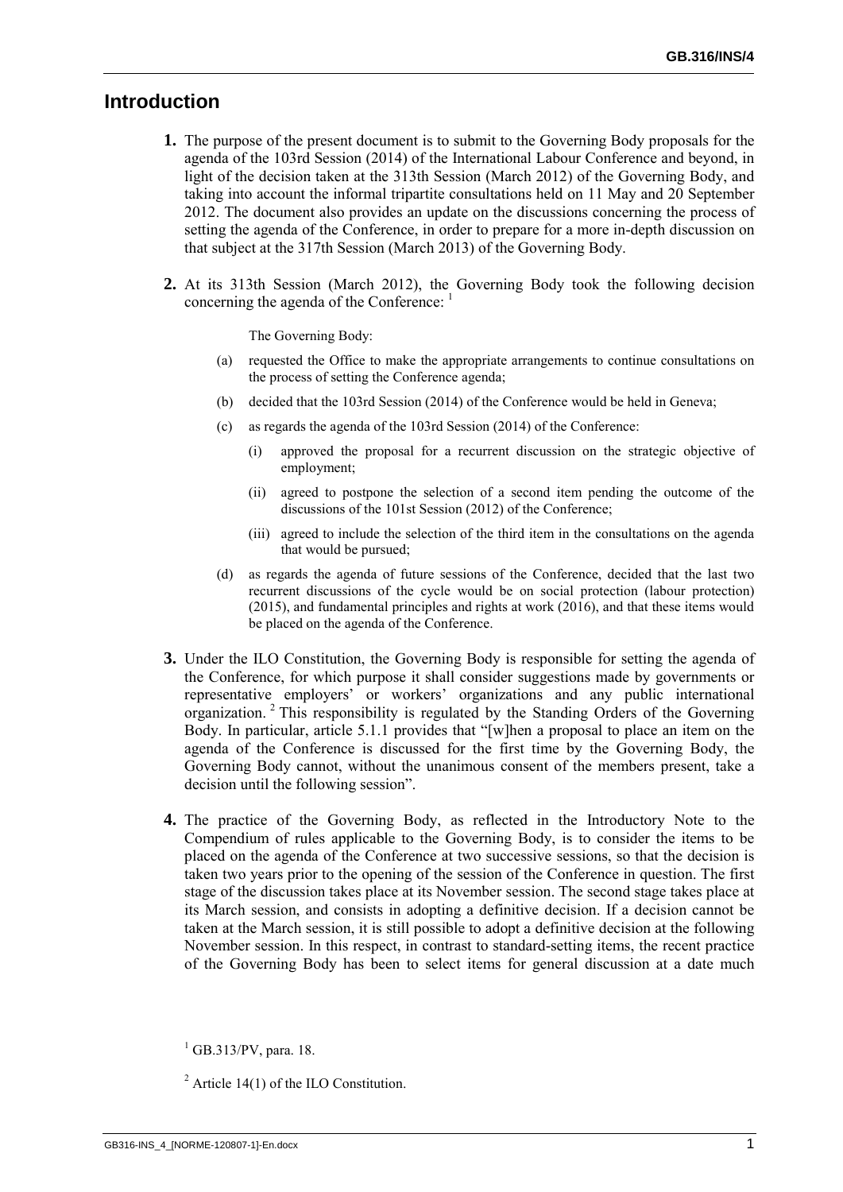## Introduction

**1.** The purpose of the present document is to submit to the Governing Body proposals for the agenda of the 103rd Session (2014) of the International Labour Conference and beyond, in light of the decision taken at the 313th Session (March 2012) of the Governing Body, and taking into account the informal tripartite consultations held on 11 May and 20 September 2012. The document also provides an update on the discussions concerning the process of setting the agenda of the Conference, in order to prepare for a more in-depth discussion on that subject at the 317th Session (March 2013) of the Governing Body.

**2.** At its 313th Session (March 2012), the Governing Body took the following decision concerning the agenda of the Conference: [1]

> The Governing Body:
>
> (a) requested the Office to make the appropriate arrangements to continue consultations on the process of setting the Conference agenda;
>
> (b) decided that the 103rd Session (2014) of the Conference would be held in Geneva;
>
> (c) as regards the agenda of the 103rd Session (2014) of the Conference:
>
> (i) approved the proposal for a recurrent discussion on the strategic objective of employment;
>
> (ii) agreed to postpone the selection of a second item pending the outcome of the discussions of the 101st Session (2012) of the Conference;
>
> (iii) agreed to include the selection of the third item in the consultations on the agenda that would be pursued;
>
> (d) as regards the agenda of future sessions of the Conference, decided that the last two recurrent discussions of the cycle would be on social protection (labour protection) (2015), and fundamental principles and rights at work (2016), and that these items would be placed on the agenda of the Conference.

**3.** Under the ILO Constitution, the Governing Body is responsible for setting the agenda of the Conference, for which purpose it shall consider suggestions made by governments or representative employers' or workers' organizations and any public international organization. [2] This responsibility is regulated by the Standing Orders of the Governing Body. In particular, article 5.1.1 provides that "[w]hen a proposal to place an item on the agenda of the Conference is discussed for the first time by the Governing Body, the Governing Body cannot, without the unanimous consent of the members present, take a decision until the following session".

**4.** The practice of the Governing Body, as reflected in the Introductory Note to the Compendium of rules applicable to the Governing Body, is to consider the items to be placed on the agenda of the Conference at two successive sessions, so that the decision is taken two years prior to the opening of the session of the Conference in question. The first stage of the discussion takes place at its November session. The second stage takes place at its March session, and consists in adopting a definitive decision. If a decision cannot be taken at the March session, it is still possible to adopt a definitive decision at the following November session. In this respect, in contrast to standard-setting items, the recent practice of the Governing Body has been to select items for general discussion at a date much

---

[1] GB.313/PV, para. 18.

[2] Article 14(1) of the ILO Constitution.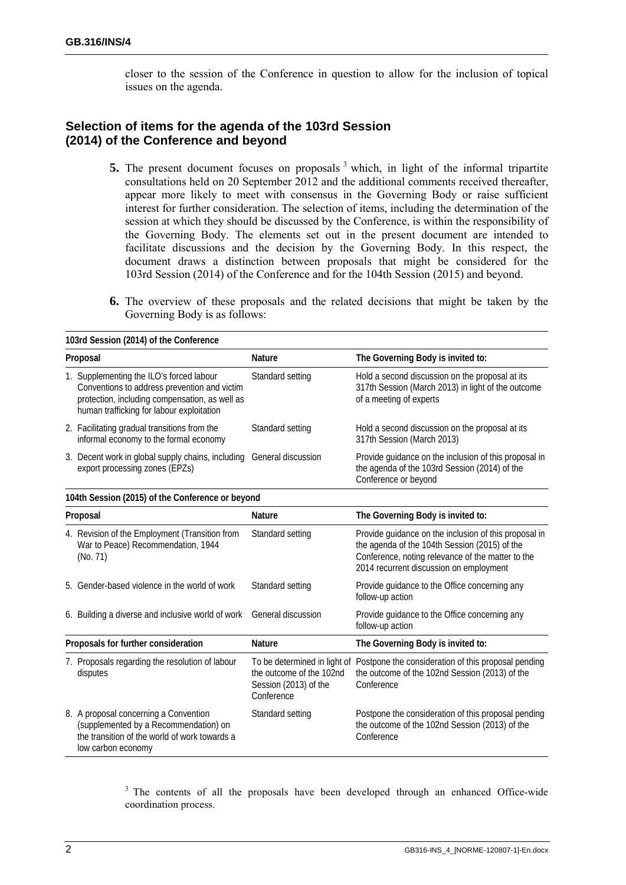closer to the session of the Conference in question to allow for the inclusion of topical issues on the agenda.

## Selection of items for the agenda of the 103rd Session (2014) of the Conference and beyond

**5.** The present document focuses on proposals [3] which, in light of the informal tripartite consultations held on 20 September 2012 and the additional comments received thereafter, appear more likely to meet with consensus in the Governing Body or raise sufficient interest for further consideration. The selection of items, including the determination of the session at which they should be discussed by the Conference, is within the responsibility of the Governing Body. The elements set out in the present document are intended to facilitate discussions and the decision by the Governing Body. In this respect, the document draws a distinction between proposals that might be considered for the 103rd Session (2014) of the Conference and for the 104th Session (2015) and beyond.

**6.** The overview of these proposals and the related decisions that might be taken by the Governing Body is as follows:

| **103rd Session (2014) of the Conference** | | |
|---|---|---|
| **Proposal** | **Nature** | **The Governing Body is invited to:** |
| 1. Supplementing the ILO's forced labour Conventions to address prevention and victim protection, including compensation, as well as human trafficking for labour exploitation | Standard setting | Hold a second discussion on the proposal at its 317th Session (March 2013) in light of the outcome of a meeting of experts |
| 2. Facilitating gradual transitions from the informal economy to the formal economy | Standard setting | Hold a second discussion on the proposal at its 317th Session (March 2013) |
| 3. Decent work in global supply chains, including export processing zones (EPZs) | General discussion | Provide guidance on the inclusion of this proposal in the agenda of the 103rd Session (2014) of the Conference or beyond |
| **104th Session (2015) of the Conference or beyond** | | |
| **Proposal** | **Nature** | **The Governing Body is invited to:** |
| 4. Revision of the Employment (Transition from War to Peace) Recommendation, 1944 (No. 71) | Standard setting | Provide guidance on the inclusion of this proposal in the agenda of the 104th Session (2015) of the Conference, noting relevance of the matter to the 2014 recurrent discussion on employment |
| 5. Gender-based violence in the world of work | Standard setting | Provide guidance to the Office concerning any follow-up action |
| 6. Building a diverse and inclusive world of work | General discussion | Provide guidance to the Office concerning any follow-up action |
| **Proposals for further consideration** | **Nature** | **The Governing Body is invited to:** |
| 7. Proposals regarding the resolution of labour disputes | To be determined in light of the outcome of the 102nd Session (2013) of the Conference | Postpone the consideration of this proposal pending the outcome of the 102nd Session (2013) of the Conference |
| 8. A proposal concerning a Convention (supplemented by a Recommendation) on the transition of the world of work towards a low carbon economy | Standard setting | Postpone the consideration of this proposal pending the outcome of the 102nd Session (2013) of the Conference |

[3] The contents of all the proposals have been developed through an enhanced Office-wide coordination process.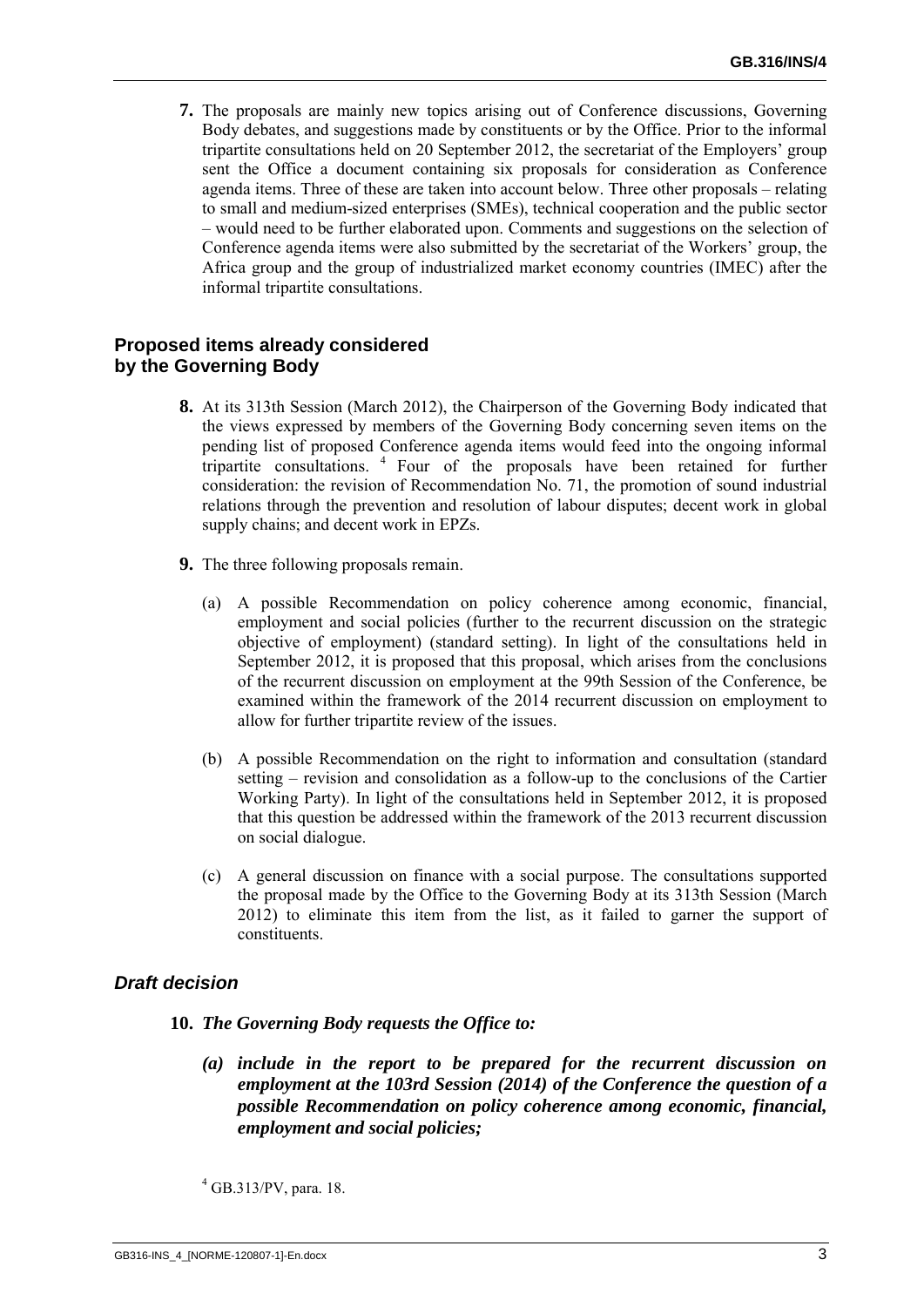**7.** The proposals are mainly new topics arising out of Conference discussions, Governing Body debates, and suggestions made by constituents or by the Office. Prior to the informal tripartite consultations held on 20 September 2012, the secretariat of the Employers' group sent the Office a document containing six proposals for consideration as Conference agenda items. Three of these are taken into account below. Three other proposals – relating to small and medium-sized enterprises (SMEs), technical cooperation and the public sector – would need to be further elaborated upon. Comments and suggestions on the selection of Conference agenda items were also submitted by the secretariat of the Workers' group, the Africa group and the group of industrialized market economy countries (IMEC) after the informal tripartite consultations.

## Proposed items already considered by the Governing Body

**8.** At its 313th Session (March 2012), the Chairperson of the Governing Body indicated that the views expressed by members of the Governing Body concerning seven items on the pending list of proposed Conference agenda items would feed into the ongoing informal tripartite consultations. [4] Four of the proposals have been retained for further consideration: the revision of Recommendation No. 71, the promotion of sound industrial relations through the prevention and resolution of labour disputes; decent work in global supply chains; and decent work in EPZs.

**9.** The three following proposals remain.

(a) A possible Recommendation on policy coherence among economic, financial, employment and social policies (further to the recurrent discussion on the strategic objective of employment) (standard setting). In light of the consultations held in September 2012, it is proposed that this proposal, which arises from the conclusions of the recurrent discussion on employment at the 99th Session of the Conference, be examined within the framework of the 2014 recurrent discussion on employment to allow for further tripartite review of the issues.

(b) A possible Recommendation on the right to information and consultation (standard setting – revision and consolidation as a follow-up to the conclusions of the Cartier Working Party). In light of the consultations held in September 2012, it is proposed that this question be addressed within the framework of the 2013 recurrent discussion on social dialogue.

(c) A general discussion on finance with a social purpose. The consultations supported the proposal made by the Office to the Governing Body at its 313th Session (March 2012) to eliminate this item from the list, as it failed to garner the support of constituents.

### *Draft decision*

**10.** ***The Governing Body requests the Office to:***

***(a) include in the report to be prepared for the recurrent discussion on employment at the 103rd Session (2014) of the Conference the question of a possible Recommendation on policy coherence among economic, financial, employment and social policies;***

[4] GB.313/PV, para. 18.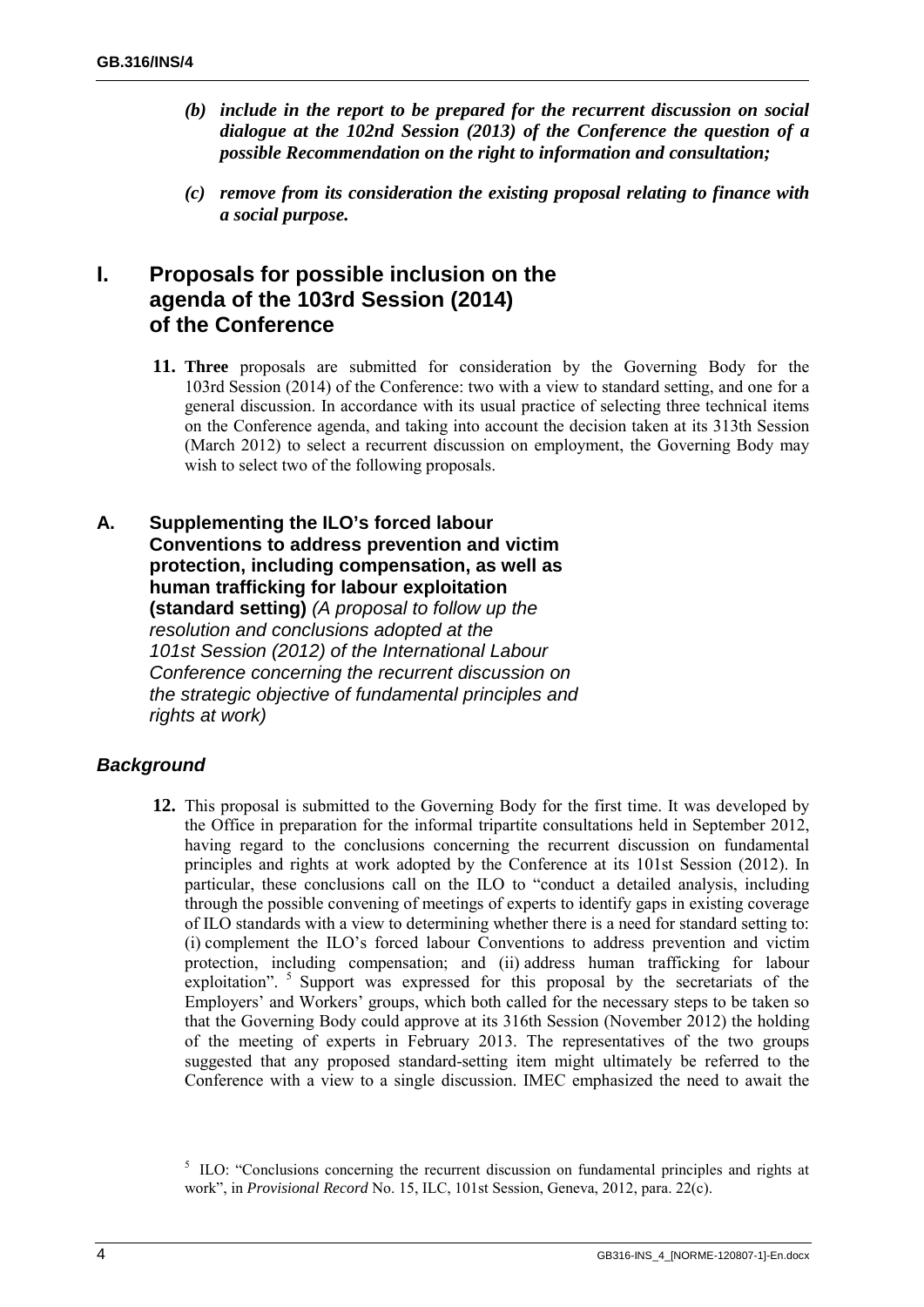*(b) **include in the report to be prepared for the recurrent discussion on social dialogue at the 102nd Session (2013) of the Conference the question of a possible Recommendation on the right to information and consultation;***

*(c) **remove from its consideration the existing proposal relating to finance with a social purpose.***

# I. Proposals for possible inclusion on the agenda of the 103rd Session (2014) of the Conference

**11. Three** proposals are submitted for consideration by the Governing Body for the 103rd Session (2014) of the Conference: two with a view to standard setting, and one for a general discussion. In accordance with its usual practice of selecting three technical items on the Conference agenda, and taking into account the decision taken at its 313th Session (March 2012) to select a recurrent discussion on employment, the Governing Body may wish to select two of the following proposals.

## A. Supplementing the ILO's forced labour Conventions to address prevention and victim protection, including compensation, as well as human trafficking for labour exploitation (standard setting) *(A proposal to follow up the resolution and conclusions adopted at the 101st Session (2012) of the International Labour Conference concerning the recurrent discussion on the strategic objective of fundamental principles and rights at work)*

### *Background*

**12.** This proposal is submitted to the Governing Body for the first time. It was developed by the Office in preparation for the informal tripartite consultations held in September 2012, having regard to the conclusions concerning the recurrent discussion on fundamental principles and rights at work adopted by the Conference at its 101st Session (2012). In particular, these conclusions call on the ILO to "conduct a detailed analysis, including through the possible convening of meetings of experts to identify gaps in existing coverage of ILO standards with a view to determining whether there is a need for standard setting to: (i) complement the ILO's forced labour Conventions to address prevention and victim protection, including compensation; and (ii) address human trafficking for labour exploitation". [5] Support was expressed for this proposal by the secretariats of the Employers' and Workers' groups, which both called for the necessary steps to be taken so that the Governing Body could approve at its 316th Session (November 2012) the holding of the meeting of experts in February 2013. The representatives of the two groups suggested that any proposed standard-setting item might ultimately be referred to the Conference with a view to a single discussion. IMEC emphasized the need to await the

[5] ILO: "Conclusions concerning the recurrent discussion on fundamental principles and rights at work", in *Provisional Record* No. 15, ILC, 101st Session, Geneva, 2012, para. 22(c).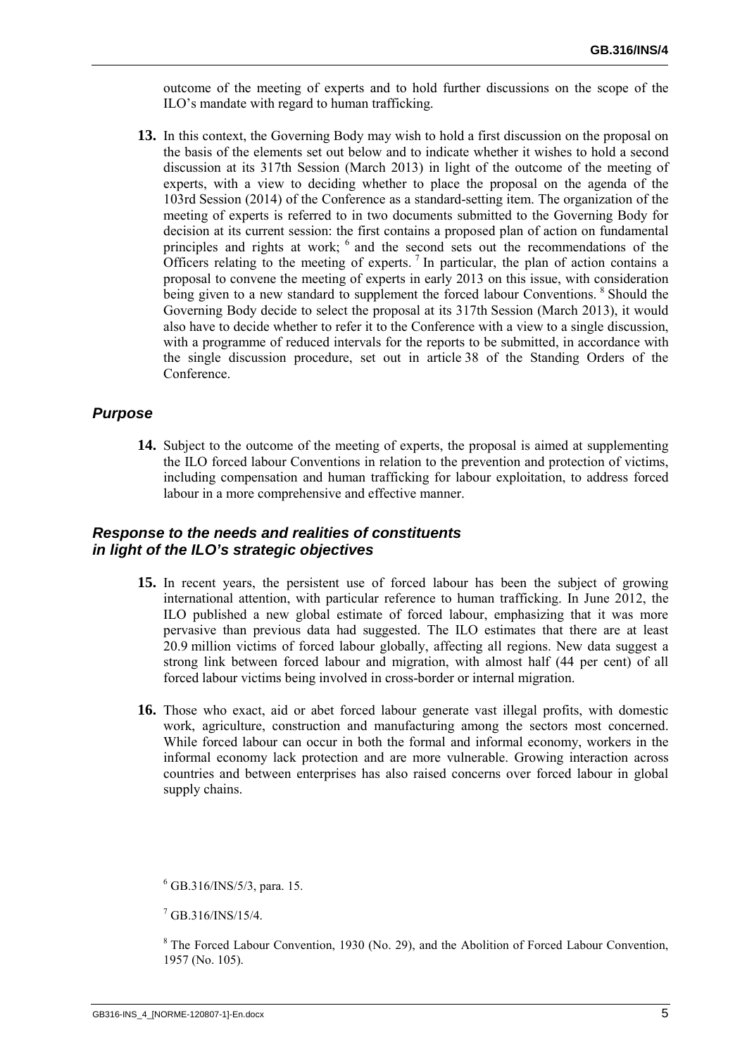outcome of the meeting of experts and to hold further discussions on the scope of the ILO's mandate with regard to human trafficking.

**13.** In this context, the Governing Body may wish to hold a first discussion on the proposal on the basis of the elements set out below and to indicate whether it wishes to hold a second discussion at its 317th Session (March 2013) in light of the outcome of the meeting of experts, with a view to deciding whether to place the proposal on the agenda of the 103rd Session (2014) of the Conference as a standard-setting item. The organization of the meeting of experts is referred to in two documents submitted to the Governing Body for decision at its current session: the first contains a proposed plan of action on fundamental principles and rights at work; [6] and the second sets out the recommendations of the Officers relating to the meeting of experts. [7] In particular, the plan of action contains a proposal to convene the meeting of experts in early 2013 on this issue, with consideration being given to a new standard to supplement the forced labour Conventions. [8] Should the Governing Body decide to select the proposal at its 317th Session (March 2013), it would also have to decide whether to refer it to the Conference with a view to a single discussion, with a programme of reduced intervals for the reports to be submitted, in accordance with the single discussion procedure, set out in article 38 of the Standing Orders of the Conference.

### *Purpose*

**14.** Subject to the outcome of the meeting of experts, the proposal is aimed at supplementing the ILO forced labour Conventions in relation to the prevention and protection of victims, including compensation and human trafficking for labour exploitation, to address forced labour in a more comprehensive and effective manner.

### *Response to the needs and realities of constituents in light of the ILO's strategic objectives*

**15.** In recent years, the persistent use of forced labour has been the subject of growing international attention, with particular reference to human trafficking. In June 2012, the ILO published a new global estimate of forced labour, emphasizing that it was more pervasive than previous data had suggested. The ILO estimates that there are at least 20.9 million victims of forced labour globally, affecting all regions. New data suggest a strong link between forced labour and migration, with almost half (44 per cent) of all forced labour victims being involved in cross-border or internal migration.

**16.** Those who exact, aid or abet forced labour generate vast illegal profits, with domestic work, agriculture, construction and manufacturing among the sectors most concerned. While forced labour can occur in both the formal and informal economy, workers in the informal economy lack protection and are more vulnerable. Growing interaction across countries and between enterprises has also raised concerns over forced labour in global supply chains.

---

[6] GB.316/INS/5/3, para. 15.

[7] GB.316/INS/15/4.

[8] The Forced Labour Convention, 1930 (No. 29), and the Abolition of Forced Labour Convention, 1957 (No. 105).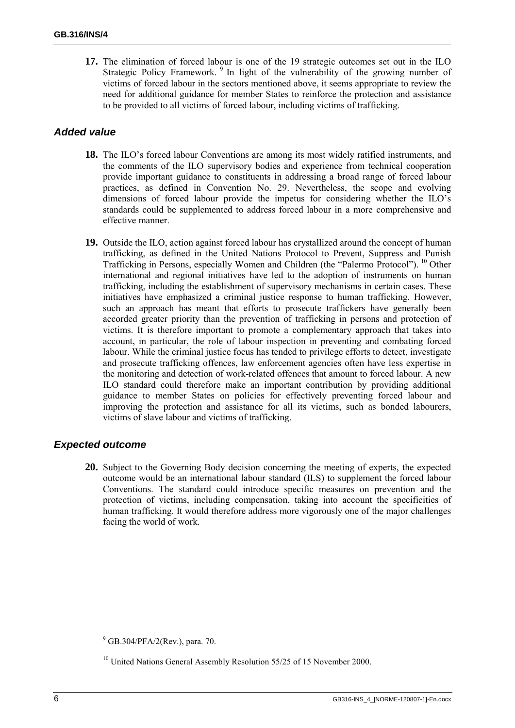**17.** The elimination of forced labour is one of the 19 strategic outcomes set out in the ILO Strategic Policy Framework. [9] In light of the vulnerability of the growing number of victims of forced labour in the sectors mentioned above, it seems appropriate to review the need for additional guidance for member States to reinforce the protection and assistance to be provided to all victims of forced labour, including victims of trafficking.

### *Added value*

**18.** The ILO's forced labour Conventions are among its most widely ratified instruments, and the comments of the ILO supervisory bodies and experience from technical cooperation provide important guidance to constituents in addressing a broad range of forced labour practices, as defined in Convention No. 29. Nevertheless, the scope and evolving dimensions of forced labour provide the impetus for considering whether the ILO's standards could be supplemented to address forced labour in a more comprehensive and effective manner.

**19.** Outside the ILO, action against forced labour has crystallized around the concept of human trafficking, as defined in the United Nations Protocol to Prevent, Suppress and Punish Trafficking in Persons, especially Women and Children (the "Palermo Protocol"). [10] Other international and regional initiatives have led to the adoption of instruments on human trafficking, including the establishment of supervisory mechanisms in certain cases. These initiatives have emphasized a criminal justice response to human trafficking. However, such an approach has meant that efforts to prosecute traffickers have generally been accorded greater priority than the prevention of trafficking in persons and protection of victims. It is therefore important to promote a complementary approach that takes into account, in particular, the role of labour inspection in preventing and combating forced labour. While the criminal justice focus has tended to privilege efforts to detect, investigate and prosecute trafficking offences, law enforcement agencies often have less expertise in the monitoring and detection of work-related offences that amount to forced labour. A new ILO standard could therefore make an important contribution by providing additional guidance to member States on policies for effectively preventing forced labour and improving the protection and assistance for all its victims, such as bonded labourers, victims of slave labour and victims of trafficking.

### *Expected outcome*

**20.** Subject to the Governing Body decision concerning the meeting of experts, the expected outcome would be an international labour standard (ILS) to supplement the forced labour Conventions. The standard could introduce specific measures on prevention and the protection of victims, including compensation, taking into account the specificities of human trafficking. It would therefore address more vigorously one of the major challenges facing the world of work.

---

[9] GB.304/PFA/2(Rev.), para. 70.

[10] United Nations General Assembly Resolution 55/25 of 15 November 2000.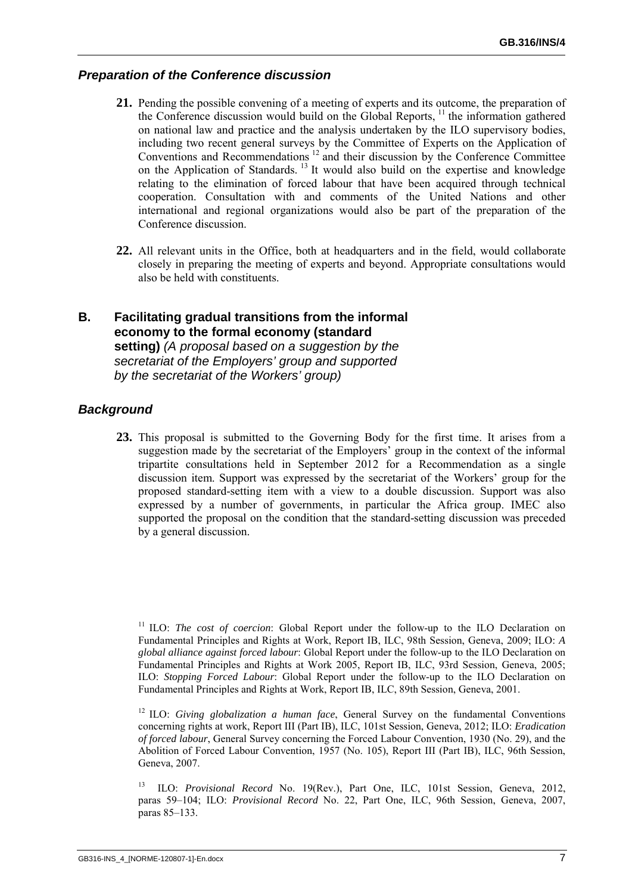### *Preparation of the Conference discussion*

**21.** Pending the possible convening of a meeting of experts and its outcome, the preparation of the Conference discussion would build on the Global Reports, [11] the information gathered on national law and practice and the analysis undertaken by the ILO supervisory bodies, including two recent general surveys by the Committee of Experts on the Application of Conventions and Recommendations [12] and their discussion by the Conference Committee on the Application of Standards. [13] It would also build on the expertise and knowledge relating to the elimination of forced labour that have been acquired through technical cooperation. Consultation with and comments of the United Nations and other international and regional organizations would also be part of the preparation of the Conference discussion.

**22.** All relevant units in the Office, both at headquarters and in the field, would collaborate closely in preparing the meeting of experts and beyond. Appropriate consultations would also be held with constituents.

## B. Facilitating gradual transitions from the informal economy to the formal economy (standard setting) *(A proposal based on a suggestion by the secretariat of the Employers' group and supported by the secretariat of the Workers' group)*

### *Background*

**23.** This proposal is submitted to the Governing Body for the first time. It arises from a suggestion made by the secretariat of the Employers' group in the context of the informal tripartite consultations held in September 2012 for a Recommendation as a single discussion item. Support was expressed by the secretariat of the Workers' group for the proposed standard-setting item with a view to a double discussion. Support was also expressed by a number of governments, in particular the Africa group. IMEC also supported the proposal on the condition that the standard-setting discussion was preceded by a general discussion.

[11] ILO: *The cost of coercion*: Global Report under the follow-up to the ILO Declaration on Fundamental Principles and Rights at Work, Report IB, ILC, 98th Session, Geneva, 2009; ILO: *A global alliance against forced labour*: Global Report under the follow-up to the ILO Declaration on Fundamental Principles and Rights at Work 2005, Report IB, ILC, 93rd Session, Geneva, 2005; ILO: *Stopping Forced Labour*: Global Report under the follow-up to the ILO Declaration on Fundamental Principles and Rights at Work, Report IB, ILC, 89th Session, Geneva, 2001.

[12] ILO: *Giving globalization a human face*, General Survey on the fundamental Conventions concerning rights at work, Report III (Part IB), ILC, 101st Session, Geneva, 2012; ILO: *Eradication of forced labour*, General Survey concerning the Forced Labour Convention, 1930 (No. 29), and the Abolition of Forced Labour Convention, 1957 (No. 105), Report III (Part IB), ILC, 96th Session, Geneva, 2007.

[13] ILO: *Provisional Record* No. 19(Rev.), Part One, ILC, 101st Session, Geneva, 2012, paras 59–104; ILO: *Provisional Record* No. 22, Part One, ILC, 96th Session, Geneva, 2007, paras 85–133.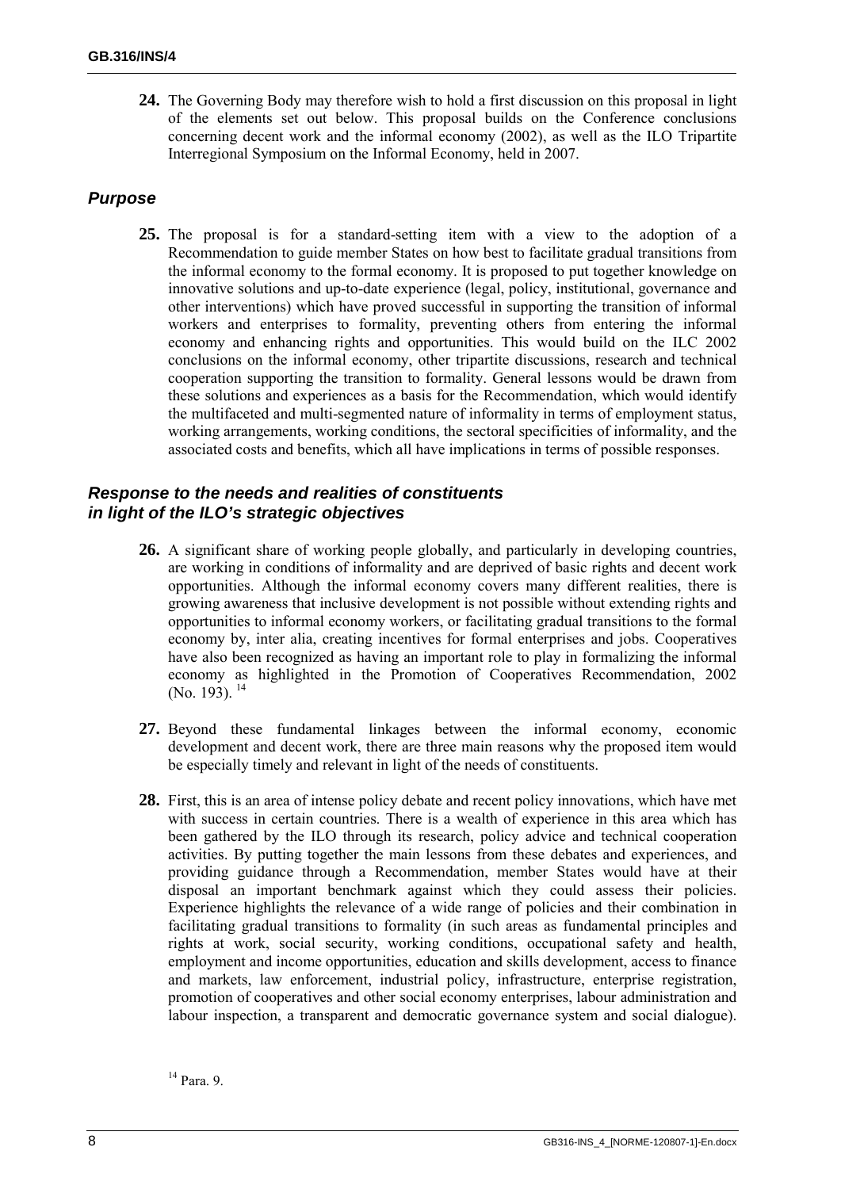**24.** The Governing Body may therefore wish to hold a first discussion on this proposal in light of the elements set out below. This proposal builds on the Conference conclusions concerning decent work and the informal economy (2002), as well as the ILO Tripartite Interregional Symposium on the Informal Economy, held in 2007.

### *Purpose*

**25.** The proposal is for a standard-setting item with a view to the adoption of a Recommendation to guide member States on how best to facilitate gradual transitions from the informal economy to the formal economy. It is proposed to put together knowledge on innovative solutions and up-to-date experience (legal, policy, institutional, governance and other interventions) which have proved successful in supporting the transition of informal workers and enterprises to formality, preventing others from entering the informal economy and enhancing rights and opportunities. This would build on the ILC 2002 conclusions on the informal economy, other tripartite discussions, research and technical cooperation supporting the transition to formality. General lessons would be drawn from these solutions and experiences as a basis for the Recommendation, which would identify the multifaceted and multi-segmented nature of informality in terms of employment status, working arrangements, working conditions, the sectoral specificities of informality, and the associated costs and benefits, which all have implications in terms of possible responses.

### *Response to the needs and realities of constituents in light of the ILO's strategic objectives*

**26.** A significant share of working people globally, and particularly in developing countries, are working in conditions of informality and are deprived of basic rights and decent work opportunities. Although the informal economy covers many different realities, there is growing awareness that inclusive development is not possible without extending rights and opportunities to informal economy workers, or facilitating gradual transitions to the formal economy by, inter alia, creating incentives for formal enterprises and jobs. Cooperatives have also been recognized as having an important role to play in formalizing the informal economy as highlighted in the Promotion of Cooperatives Recommendation, 2002 (No. 193). [14]

**27.** Beyond these fundamental linkages between the informal economy, economic development and decent work, there are three main reasons why the proposed item would be especially timely and relevant in light of the needs of constituents.

**28.** First, this is an area of intense policy debate and recent policy innovations, which have met with success in certain countries. There is a wealth of experience in this area which has been gathered by the ILO through its research, policy advice and technical cooperation activities. By putting together the main lessons from these debates and experiences, and providing guidance through a Recommendation, member States would have at their disposal an important benchmark against which they could assess their policies. Experience highlights the relevance of a wide range of policies and their combination in facilitating gradual transitions to formality (in such areas as fundamental principles and rights at work, social security, working conditions, occupational safety and health, employment and income opportunities, education and skills development, access to finance and markets, law enforcement, industrial policy, infrastructure, enterprise registration, promotion of cooperatives and other social economy enterprises, labour administration and labour inspection, a transparent and democratic governance system and social dialogue).

[14] Para. 9.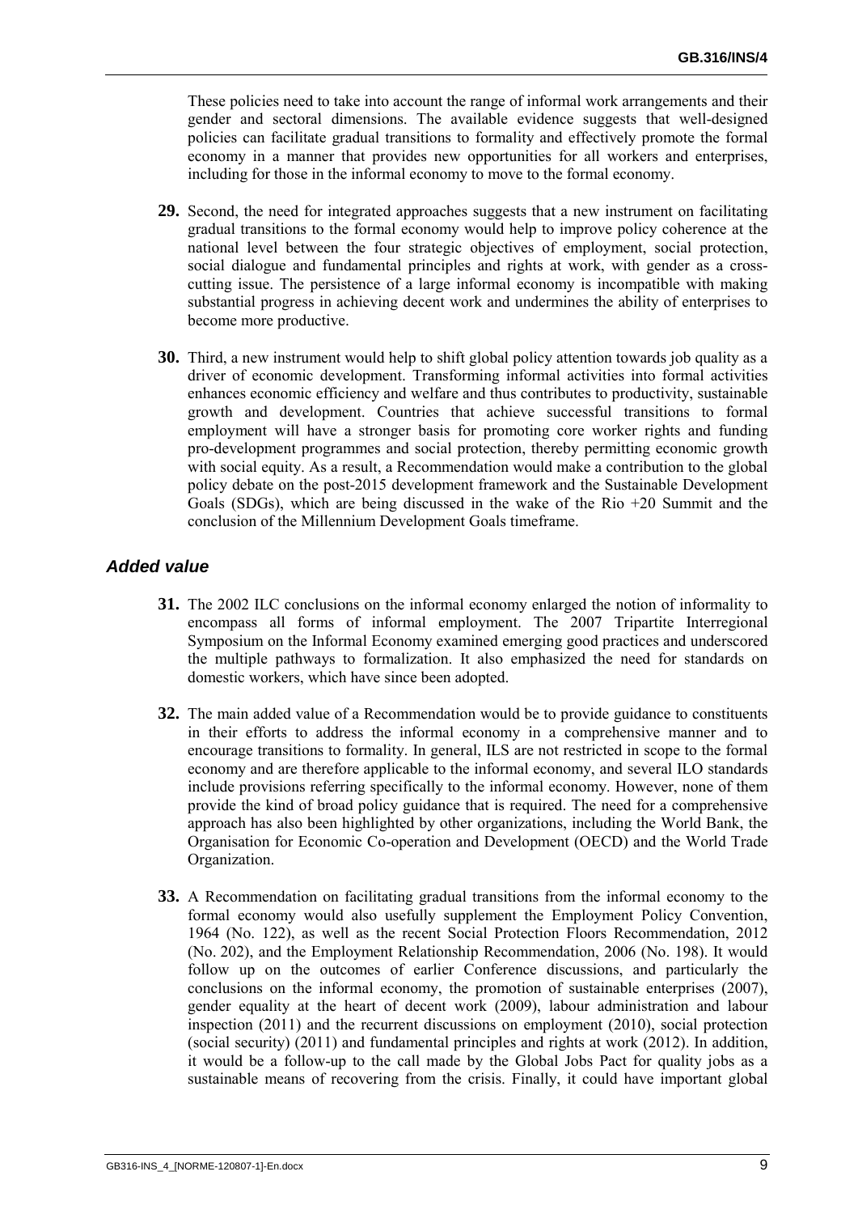These policies need to take into account the range of informal work arrangements and their gender and sectoral dimensions. The available evidence suggests that well-designed policies can facilitate gradual transitions to formality and effectively promote the formal economy in a manner that provides new opportunities for all workers and enterprises, including for those in the informal economy to move to the formal economy.

**29.** Second, the need for integrated approaches suggests that a new instrument on facilitating gradual transitions to the formal economy would help to improve policy coherence at the national level between the four strategic objectives of employment, social protection, social dialogue and fundamental principles and rights at work, with gender as a cross-cutting issue. The persistence of a large informal economy is incompatible with making substantial progress in achieving decent work and undermines the ability of enterprises to become more productive.

**30.** Third, a new instrument would help to shift global policy attention towards job quality as a driver of economic development. Transforming informal activities into formal activities enhances economic efficiency and welfare and thus contributes to productivity, sustainable growth and development. Countries that achieve successful transitions to formal employment will have a stronger basis for promoting core worker rights and funding pro-development programmes and social protection, thereby permitting economic growth with social equity. As a result, a Recommendation would make a contribution to the global policy debate on the post-2015 development framework and the Sustainable Development Goals (SDGs), which are being discussed in the wake of the Rio +20 Summit and the conclusion of the Millennium Development Goals timeframe.

### *Added value*

**31.** The 2002 ILC conclusions on the informal economy enlarged the notion of informality to encompass all forms of informal employment. The 2007 Tripartite Interregional Symposium on the Informal Economy examined emerging good practices and underscored the multiple pathways to formalization. It also emphasized the need for standards on domestic workers, which have since been adopted.

**32.** The main added value of a Recommendation would be to provide guidance to constituents in their efforts to address the informal economy in a comprehensive manner and to encourage transitions to formality. In general, ILS are not restricted in scope to the formal economy and are therefore applicable to the informal economy, and several ILO standards include provisions referring specifically to the informal economy. However, none of them provide the kind of broad policy guidance that is required. The need for a comprehensive approach has also been highlighted by other organizations, including the World Bank, the Organisation for Economic Co-operation and Development (OECD) and the World Trade Organization.

**33.** A Recommendation on facilitating gradual transitions from the informal economy to the formal economy would also usefully supplement the Employment Policy Convention, 1964 (No. 122), as well as the recent Social Protection Floors Recommendation, 2012 (No. 202), and the Employment Relationship Recommendation, 2006 (No. 198). It would follow up on the outcomes of earlier Conference discussions, and particularly the conclusions on the informal economy, the promotion of sustainable enterprises (2007), gender equality at the heart of decent work (2009), labour administration and labour inspection (2011) and the recurrent discussions on employment (2010), social protection (social security) (2011) and fundamental principles and rights at work (2012). In addition, it would be a follow-up to the call made by the Global Jobs Pact for quality jobs as a sustainable means of recovering from the crisis. Finally, it could have important global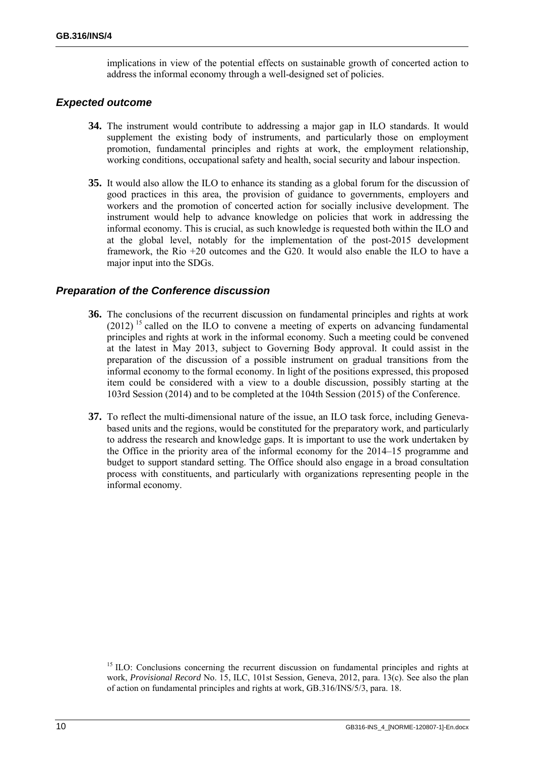implications in view of the potential effects on sustainable growth of concerted action to address the informal economy through a well-designed set of policies.

### *Expected outcome*

**34.** The instrument would contribute to addressing a major gap in ILO standards. It would supplement the existing body of instruments, and particularly those on employment promotion, fundamental principles and rights at work, the employment relationship, working conditions, occupational safety and health, social security and labour inspection.

**35.** It would also allow the ILO to enhance its standing as a global forum for the discussion of good practices in this area, the provision of guidance to governments, employers and workers and the promotion of concerted action for socially inclusive development. The instrument would help to advance knowledge on policies that work in addressing the informal economy. This is crucial, as such knowledge is requested both within the ILO and at the global level, notably for the implementation of the post-2015 development framework, the Rio +20 outcomes and the G20. It would also enable the ILO to have a major input into the SDGs.

### *Preparation of the Conference discussion*

**36.** The conclusions of the recurrent discussion on fundamental principles and rights at work (2012) [15] called on the ILO to convene a meeting of experts on advancing fundamental principles and rights at work in the informal economy. Such a meeting could be convened at the latest in May 2013, subject to Governing Body approval. It could assist in the preparation of the discussion of a possible instrument on gradual transitions from the informal economy to the formal economy. In light of the positions expressed, this proposed item could be considered with a view to a double discussion, possibly starting at the 103rd Session (2014) and to be completed at the 104th Session (2015) of the Conference.

**37.** To reflect the multi-dimensional nature of the issue, an ILO task force, including Geneva-based units and the regions, would be constituted for the preparatory work, and particularly to address the research and knowledge gaps. It is important to use the work undertaken by the Office in the priority area of the informal economy for the 2014–15 programme and budget to support standard setting. The Office should also engage in a broad consultation process with constituents, and particularly with organizations representing people in the informal economy.

[15] ILO: Conclusions concerning the recurrent discussion on fundamental principles and rights at work, *Provisional Record* No. 15, ILC, 101st Session, Geneva, 2012, para. 13(c). See also the plan of action on fundamental principles and rights at work, GB.316/INS/5/3, para. 18.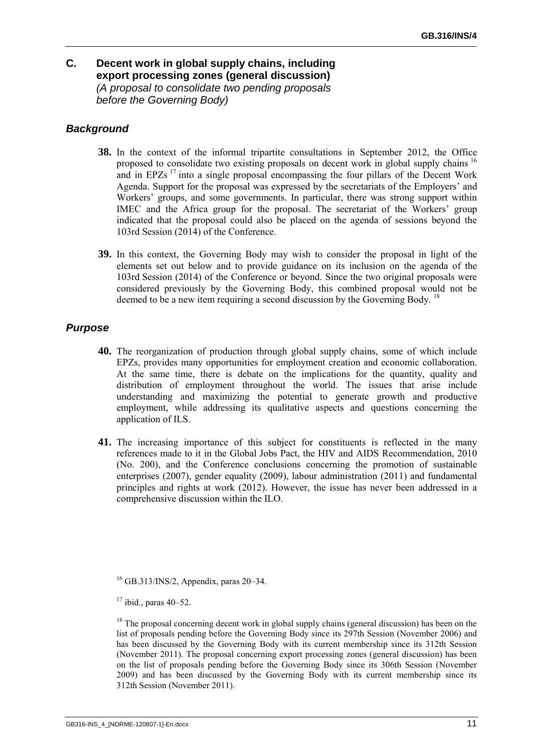## C. Decent work in global supply chains, including export processing zones (general discussion)

*(A proposal to consolidate two pending proposals before the Governing Body)*

### *Background*

**38.** In the context of the informal tripartite consultations in September 2012, the Office proposed to consolidate two existing proposals on decent work in global supply chains [16] and in EPZs [17] into a single proposal encompassing the four pillars of the Decent Work Agenda. Support for the proposal was expressed by the secretariats of the Employers' and Workers' groups, and some governments. In particular, there was strong support within IMEC and the Africa group for the proposal. The secretariat of the Workers' group indicated that the proposal could also be placed on the agenda of sessions beyond the 103rd Session (2014) of the Conference.

**39.** In this context, the Governing Body may wish to consider the proposal in light of the elements set out below and to provide guidance on its inclusion on the agenda of the 103rd Session (2014) of the Conference or beyond. Since the two original proposals were considered previously by the Governing Body, this combined proposal would not be deemed to be a new item requiring a second discussion by the Governing Body. [18]

### *Purpose*

**40.** The reorganization of production through global supply chains, some of which include EPZs, provides many opportunities for employment creation and economic collaboration. At the same time, there is debate on the implications for the quantity, quality and distribution of employment throughout the world. The issues that arise include understanding and maximizing the potential to generate growth and productive employment, while addressing its qualitative aspects and questions concerning the application of ILS.

**41.** The increasing importance of this subject for constituents is reflected in the many references made to it in the Global Jobs Pact, the HIV and AIDS Recommendation, 2010 (No. 200), and the Conference conclusions concerning the promotion of sustainable enterprises (2007), gender equality (2009), labour administration (2011) and fundamental principles and rights at work (2012). However, the issue has never been addressed in a comprehensive discussion within the ILO.

---

[16] GB.313/INS/2, Appendix, paras 20–34.

[17] ibid., paras 40–52.

[18] The proposal concerning decent work in global supply chains (general discussion) has been on the list of proposals pending before the Governing Body since its 297th Session (November 2006) and has been discussed by the Governing Body with its current membership since its 312th Session (November 2011). The proposal concerning export processing zones (general discussion) has been on the list of proposals pending before the Governing Body since its 306th Session (November 2009) and has been discussed by the Governing Body with its current membership since its 312th Session (November 2011).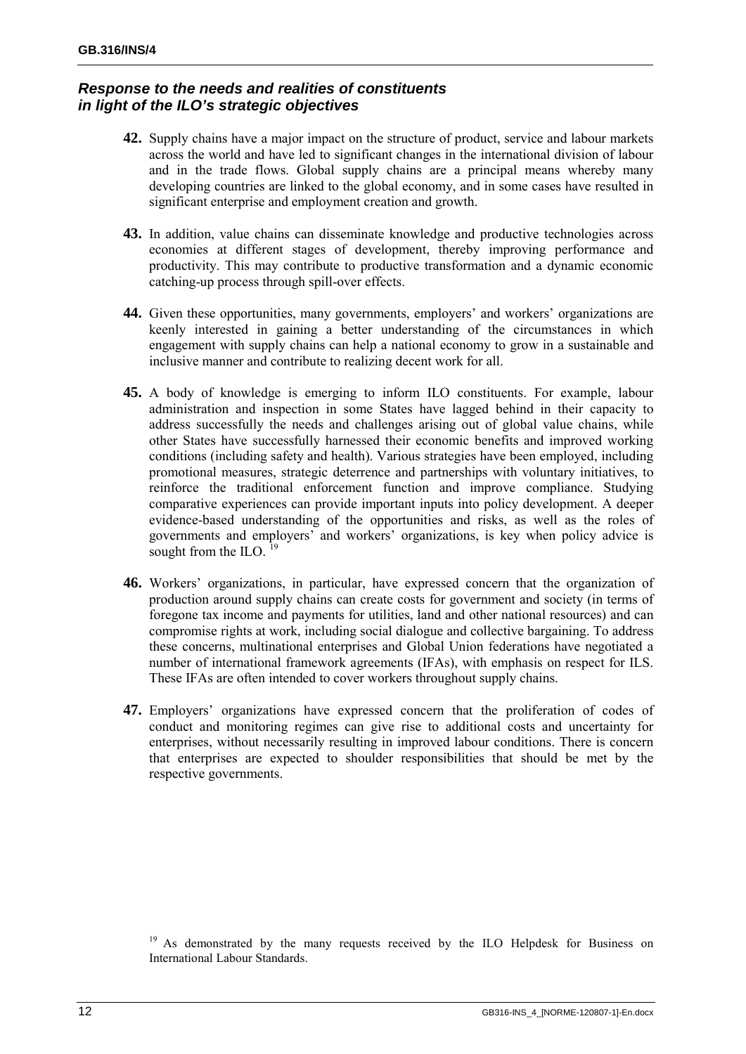### *Response to the needs and realities of constituents in light of the ILO's strategic objectives*

**42.** Supply chains have a major impact on the structure of product, service and labour markets across the world and have led to significant changes in the international division of labour and in the trade flows. Global supply chains are a principal means whereby many developing countries are linked to the global economy, and in some cases have resulted in significant enterprise and employment creation and growth.

**43.** In addition, value chains can disseminate knowledge and productive technologies across economies at different stages of development, thereby improving performance and productivity. This may contribute to productive transformation and a dynamic economic catching-up process through spill-over effects.

**44.** Given these opportunities, many governments, employers' and workers' organizations are keenly interested in gaining a better understanding of the circumstances in which engagement with supply chains can help a national economy to grow in a sustainable and inclusive manner and contribute to realizing decent work for all.

**45.** A body of knowledge is emerging to inform ILO constituents. For example, labour administration and inspection in some States have lagged behind in their capacity to address successfully the needs and challenges arising out of global value chains, while other States have successfully harnessed their economic benefits and improved working conditions (including safety and health). Various strategies have been employed, including promotional measures, strategic deterrence and partnerships with voluntary initiatives, to reinforce the traditional enforcement function and improve compliance. Studying comparative experiences can provide important inputs into policy development. A deeper evidence-based understanding of the opportunities and risks, as well as the roles of governments and employers' and workers' organizations, is key when policy advice is sought from the ILO. [19]

**46.** Workers' organizations, in particular, have expressed concern that the organization of production around supply chains can create costs for government and society (in terms of foregone tax income and payments for utilities, land and other national resources) and can compromise rights at work, including social dialogue and collective bargaining. To address these concerns, multinational enterprises and Global Union federations have negotiated a number of international framework agreements (IFAs), with emphasis on respect for ILS. These IFAs are often intended to cover workers throughout supply chains.

**47.** Employers' organizations have expressed concern that the proliferation of codes of conduct and monitoring regimes can give rise to additional costs and uncertainty for enterprises, without necessarily resulting in improved labour conditions. There is concern that enterprises are expected to shoulder responsibilities that should be met by the respective governments.

[19] As demonstrated by the many requests received by the ILO Helpdesk for Business on International Labour Standards.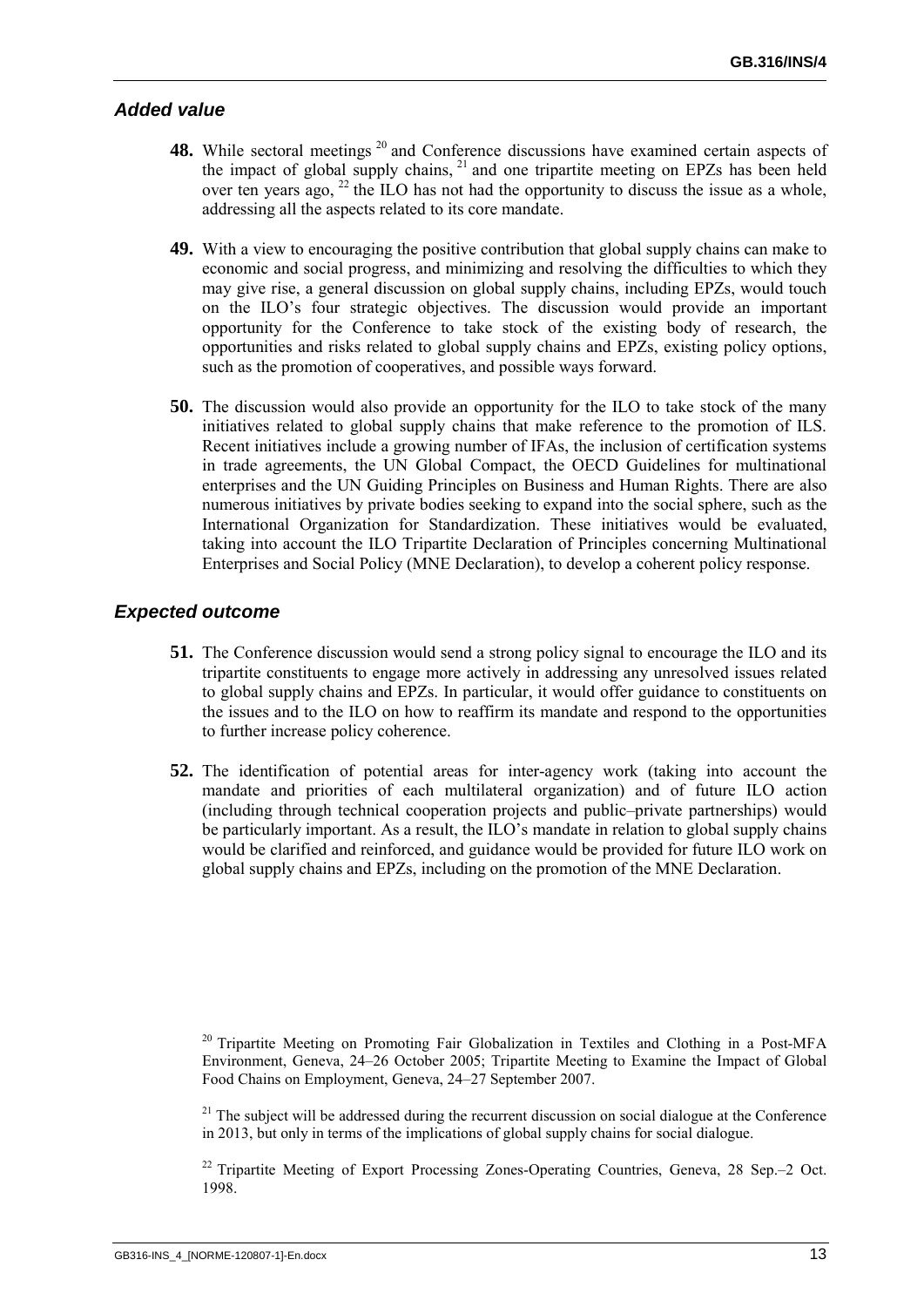### *Added value*

**48.** While sectoral meetings [20] and Conference discussions have examined certain aspects of the impact of global supply chains, [21] and one tripartite meeting on EPZs has been held over ten years ago, [22] the ILO has not had the opportunity to discuss the issue as a whole, addressing all the aspects related to its core mandate.

**49.** With a view to encouraging the positive contribution that global supply chains can make to economic and social progress, and minimizing and resolving the difficulties to which they may give rise, a general discussion on global supply chains, including EPZs, would touch on the ILO's four strategic objectives. The discussion would provide an important opportunity for the Conference to take stock of the existing body of research, the opportunities and risks related to global supply chains and EPZs, existing policy options, such as the promotion of cooperatives, and possible ways forward.

**50.** The discussion would also provide an opportunity for the ILO to take stock of the many initiatives related to global supply chains that make reference to the promotion of ILS. Recent initiatives include a growing number of IFAs, the inclusion of certification systems in trade agreements, the UN Global Compact, the OECD Guidelines for multinational enterprises and the UN Guiding Principles on Business and Human Rights. There are also numerous initiatives by private bodies seeking to expand into the social sphere, such as the International Organization for Standardization. These initiatives would be evaluated, taking into account the ILO Tripartite Declaration of Principles concerning Multinational Enterprises and Social Policy (MNE Declaration), to develop a coherent policy response.

### *Expected outcome*

**51.** The Conference discussion would send a strong policy signal to encourage the ILO and its tripartite constituents to engage more actively in addressing any unresolved issues related to global supply chains and EPZs. In particular, it would offer guidance to constituents on the issues and to the ILO on how to reaffirm its mandate and respond to the opportunities to further increase policy coherence.

**52.** The identification of potential areas for inter-agency work (taking into account the mandate and priorities of each multilateral organization) and of future ILO action (including through technical cooperation projects and public–private partnerships) would be particularly important. As a result, the ILO's mandate in relation to global supply chains would be clarified and reinforced, and guidance would be provided for future ILO work on global supply chains and EPZs, including on the promotion of the MNE Declaration.

---

[20] Tripartite Meeting on Promoting Fair Globalization in Textiles and Clothing in a Post-MFA Environment, Geneva, 24–26 October 2005; Tripartite Meeting to Examine the Impact of Global Food Chains on Employment, Geneva, 24–27 September 2007.

[21] The subject will be addressed during the recurrent discussion on social dialogue at the Conference in 2013, but only in terms of the implications of global supply chains for social dialogue.

[22] Tripartite Meeting of Export Processing Zones-Operating Countries, Geneva, 28 Sep.–2 Oct. 1998.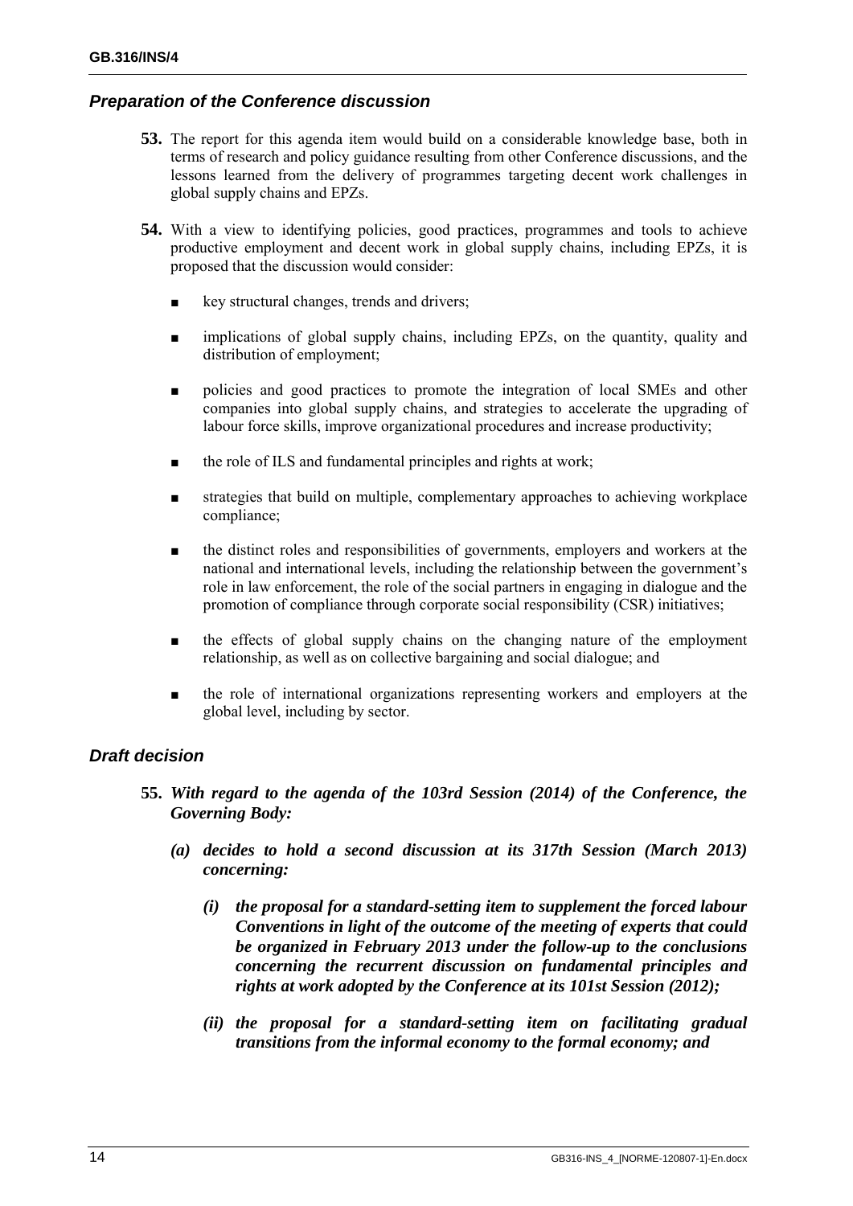### *Preparation of the Conference discussion*

**53.** The report for this agenda item would build on a considerable knowledge base, both in terms of research and policy guidance resulting from other Conference discussions, and the lessons learned from the delivery of programmes targeting decent work challenges in global supply chains and EPZs.

**54.** With a view to identifying policies, good practices, programmes and tools to achieve productive employment and decent work in global supply chains, including EPZs, it is proposed that the discussion would consider:

- key structural changes, trends and drivers;
- implications of global supply chains, including EPZs, on the quantity, quality and distribution of employment;
- policies and good practices to promote the integration of local SMEs and other companies into global supply chains, and strategies to accelerate the upgrading of labour force skills, improve organizational procedures and increase productivity;
- the role of ILS and fundamental principles and rights at work;
- strategies that build on multiple, complementary approaches to achieving workplace compliance;
- the distinct roles and responsibilities of governments, employers and workers at the national and international levels, including the relationship between the government's role in law enforcement, the role of the social partners in engaging in dialogue and the promotion of compliance through corporate social responsibility (CSR) initiatives;
- the effects of global supply chains on the changing nature of the employment relationship, as well as on collective bargaining and social dialogue; and
- the role of international organizations representing workers and employers at the global level, including by sector.

### *Draft decision*

**55.** ***With regard to the agenda of the 103rd Session (2014) of the Conference, the Governing Body:***

***(a) decides to hold a second discussion at its 317th Session (March 2013) concerning:***

***(i) the proposal for a standard-setting item to supplement the forced labour Conventions in light of the outcome of the meeting of experts that could be organized in February 2013 under the follow-up to the conclusions concerning the recurrent discussion on fundamental principles and rights at work adopted by the Conference at its 101st Session (2012);***

***(ii) the proposal for a standard-setting item on facilitating gradual transitions from the informal economy to the formal economy; and***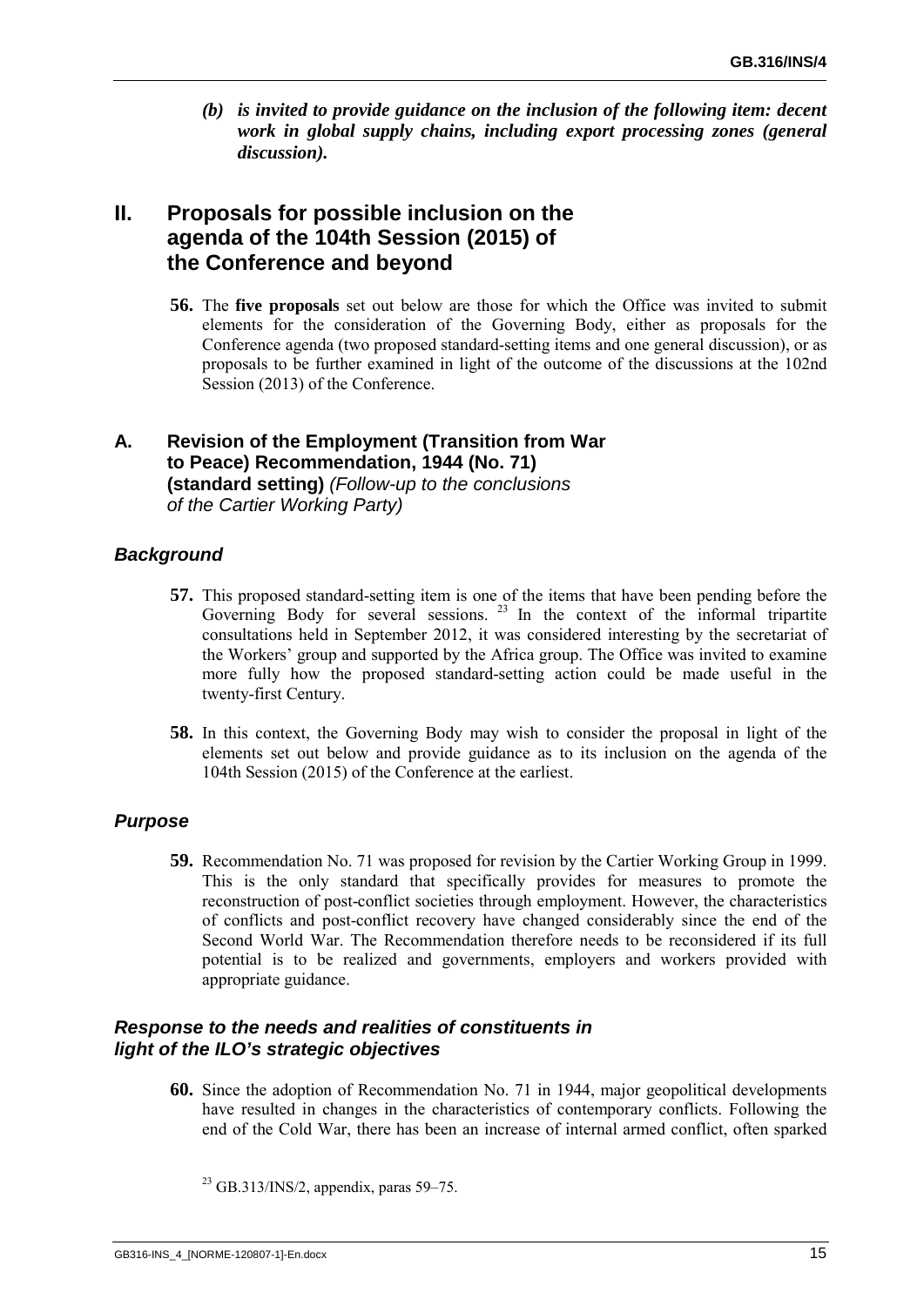*(b) is invited to provide guidance on the inclusion of the following item: decent work in global supply chains, including export processing zones (general discussion).*

# II. Proposals for possible inclusion on the agenda of the 104th Session (2015) of the Conference and beyond

**56.** The **five proposals** set out below are those for which the Office was invited to submit elements for the consideration of the Governing Body, either as proposals for the Conference agenda (two proposed standard-setting items and one general discussion), or as proposals to be further examined in light of the outcome of the discussions at the 102nd Session (2013) of the Conference.

## A. Revision of the Employment (Transition from War to Peace) Recommendation, 1944 (No. 71) (standard setting) *(Follow-up to the conclusions of the Cartier Working Party)*

### *Background*

**57.** This proposed standard-setting item is one of the items that have been pending before the Governing Body for several sessions. [23] In the context of the informal tripartite consultations held in September 2012, it was considered interesting by the secretariat of the Workers' group and supported by the Africa group. The Office was invited to examine more fully how the proposed standard-setting action could be made useful in the twenty-first Century.

**58.** In this context, the Governing Body may wish to consider the proposal in light of the elements set out below and provide guidance as to its inclusion on the agenda of the 104th Session (2015) of the Conference at the earliest.

### *Purpose*

**59.** Recommendation No. 71 was proposed for revision by the Cartier Working Group in 1999. This is the only standard that specifically provides for measures to promote the reconstruction of post-conflict societies through employment. However, the characteristics of conflicts and post-conflict recovery have changed considerably since the end of the Second World War. The Recommendation therefore needs to be reconsidered if its full potential is to be realized and governments, employers and workers provided with appropriate guidance.

### *Response to the needs and realities of constituents in light of the ILO's strategic objectives*

**60.** Since the adoption of Recommendation No. 71 in 1944, major geopolitical developments have resulted in changes in the characteristics of contemporary conflicts. Following the end of the Cold War, there has been an increase of internal armed conflict, often sparked

[23] GB.313/INS/2, appendix, paras 59–75.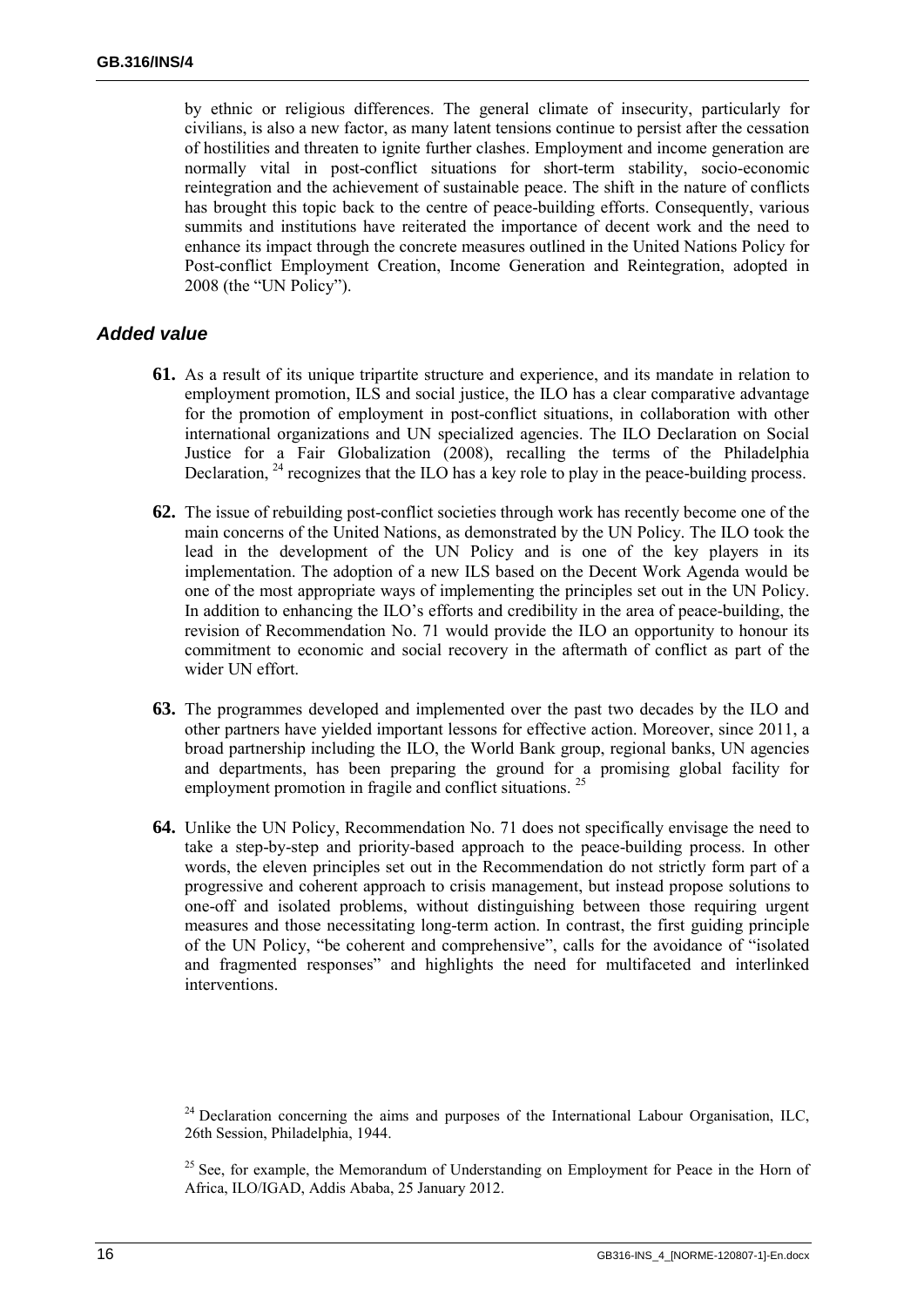by ethnic or religious differences. The general climate of insecurity, particularly for civilians, is also a new factor, as many latent tensions continue to persist after the cessation of hostilities and threaten to ignite further clashes. Employment and income generation are normally vital in post-conflict situations for short-term stability, socio-economic reintegration and the achievement of sustainable peace. The shift in the nature of conflicts has brought this topic back to the centre of peace-building efforts. Consequently, various summits and institutions have reiterated the importance of decent work and the need to enhance its impact through the concrete measures outlined in the United Nations Policy for Post-conflict Employment Creation, Income Generation and Reintegration, adopted in 2008 (the "UN Policy").

### *Added value*

**61.** As a result of its unique tripartite structure and experience, and its mandate in relation to employment promotion, ILS and social justice, the ILO has a clear comparative advantage for the promotion of employment in post-conflict situations, in collaboration with other international organizations and UN specialized agencies. The ILO Declaration on Social Justice for a Fair Globalization (2008), recalling the terms of the Philadelphia Declaration, [24] recognizes that the ILO has a key role to play in the peace-building process.

**62.** The issue of rebuilding post-conflict societies through work has recently become one of the main concerns of the United Nations, as demonstrated by the UN Policy. The ILO took the lead in the development of the UN Policy and is one of the key players in its implementation. The adoption of a new ILS based on the Decent Work Agenda would be one of the most appropriate ways of implementing the principles set out in the UN Policy. In addition to enhancing the ILO's efforts and credibility in the area of peace-building, the revision of Recommendation No. 71 would provide the ILO an opportunity to honour its commitment to economic and social recovery in the aftermath of conflict as part of the wider UN effort.

**63.** The programmes developed and implemented over the past two decades by the ILO and other partners have yielded important lessons for effective action. Moreover, since 2011, a broad partnership including the ILO, the World Bank group, regional banks, UN agencies and departments, has been preparing the ground for a promising global facility for employment promotion in fragile and conflict situations. [25]

**64.** Unlike the UN Policy, Recommendation No. 71 does not specifically envisage the need to take a step-by-step and priority-based approach to the peace-building process. In other words, the eleven principles set out in the Recommendation do not strictly form part of a progressive and coherent approach to crisis management, but instead propose solutions to one-off and isolated problems, without distinguishing between those requiring urgent measures and those necessitating long-term action. In contrast, the first guiding principle of the UN Policy, "be coherent and comprehensive", calls for the avoidance of "isolated and fragmented responses" and highlights the need for multifaceted and interlinked interventions.

[24] Declaration concerning the aims and purposes of the International Labour Organisation, ILC, 26th Session, Philadelphia, 1944.

[25] See, for example, the Memorandum of Understanding on Employment for Peace in the Horn of Africa, ILO/IGAD, Addis Ababa, 25 January 2012.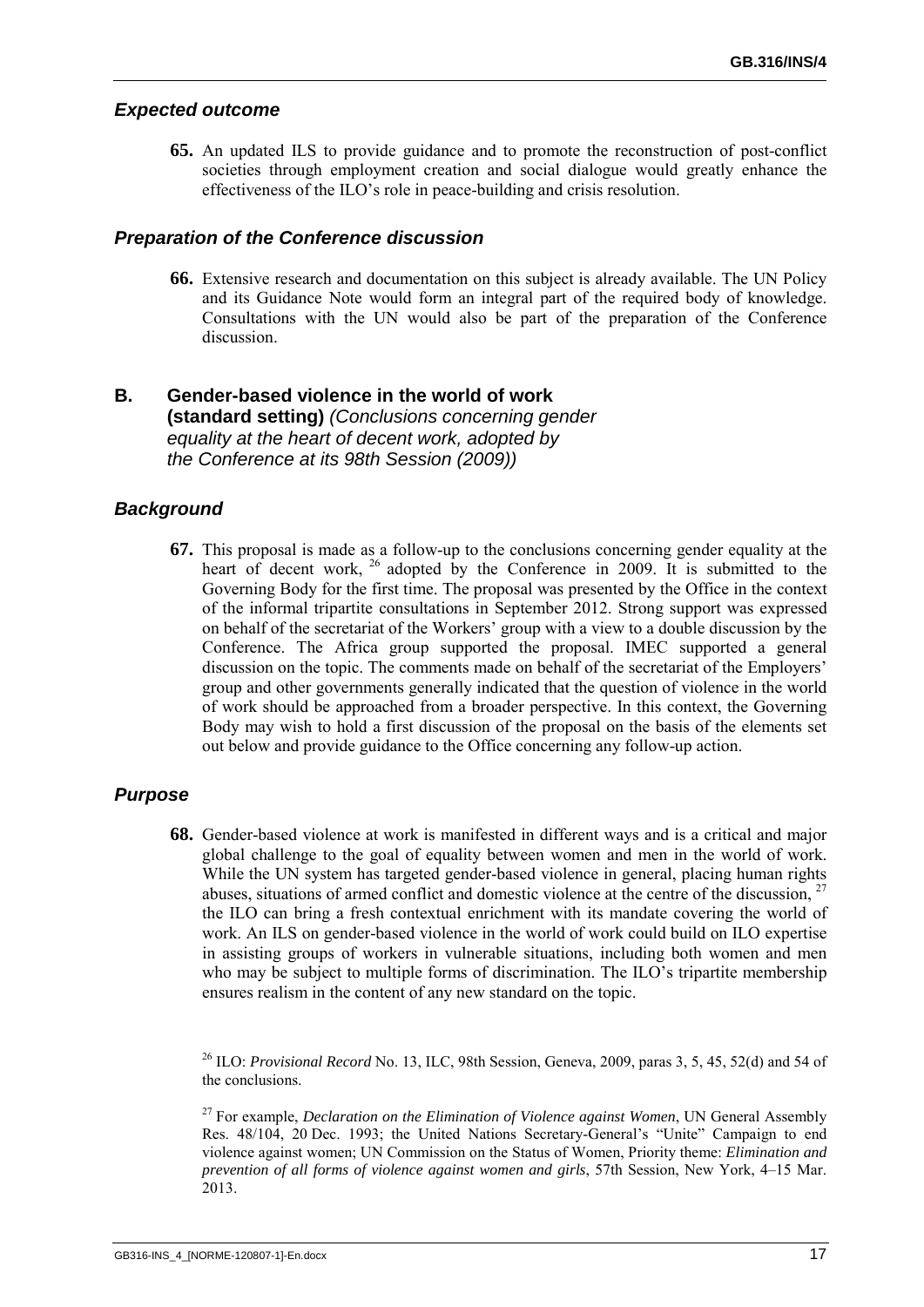### *Expected outcome*

**65.** An updated ILS to provide guidance and to promote the reconstruction of post-conflict societies through employment creation and social dialogue would greatly enhance the effectiveness of the ILO's role in peace-building and crisis resolution.

### *Preparation of the Conference discussion*

**66.** Extensive research and documentation on this subject is already available. The UN Policy and its Guidance Note would form an integral part of the required body of knowledge. Consultations with the UN would also be part of the preparation of the Conference discussion.

## B. Gender-based violence in the world of work (standard setting) *(Conclusions concerning gender equality at the heart of decent work, adopted by the Conference at its 98th Session (2009))*

### *Background*

**67.** This proposal is made as a follow-up to the conclusions concerning gender equality at the heart of decent work, [26] adopted by the Conference in 2009. It is submitted to the Governing Body for the first time. The proposal was presented by the Office in the context of the informal tripartite consultations in September 2012. Strong support was expressed on behalf of the secretariat of the Workers' group with a view to a double discussion by the Conference. The Africa group supported the proposal. IMEC supported a general discussion on the topic. The comments made on behalf of the secretariat of the Employers' group and other governments generally indicated that the question of violence in the world of work should be approached from a broader perspective. In this context, the Governing Body may wish to hold a first discussion of the proposal on the basis of the elements set out below and provide guidance to the Office concerning any follow-up action.

### *Purpose*

**68.** Gender-based violence at work is manifested in different ways and is a critical and major global challenge to the goal of equality between women and men in the world of work. While the UN system has targeted gender-based violence in general, placing human rights abuses, situations of armed conflict and domestic violence at the centre of the discussion, [27] the ILO can bring a fresh contextual enrichment with its mandate covering the world of work. An ILS on gender-based violence in the world of work could build on ILO expertise in assisting groups of workers in vulnerable situations, including both women and men who may be subject to multiple forms of discrimination. The ILO's tripartite membership ensures realism in the content of any new standard on the topic.

[26] ILO: *Provisional Record* No. 13, ILC, 98th Session, Geneva, 2009, paras 3, 5, 45, 52(d) and 54 of the conclusions.

[27] For example, *Declaration on the Elimination of Violence against Women*, UN General Assembly Res. 48/104, 20 Dec. 1993; the United Nations Secretary-General's "Unite" Campaign to end violence against women; UN Commission on the Status of Women, Priority theme: *Elimination and prevention of all forms of violence against women and girls*, 57th Session, New York, 4–15 Mar. 2013.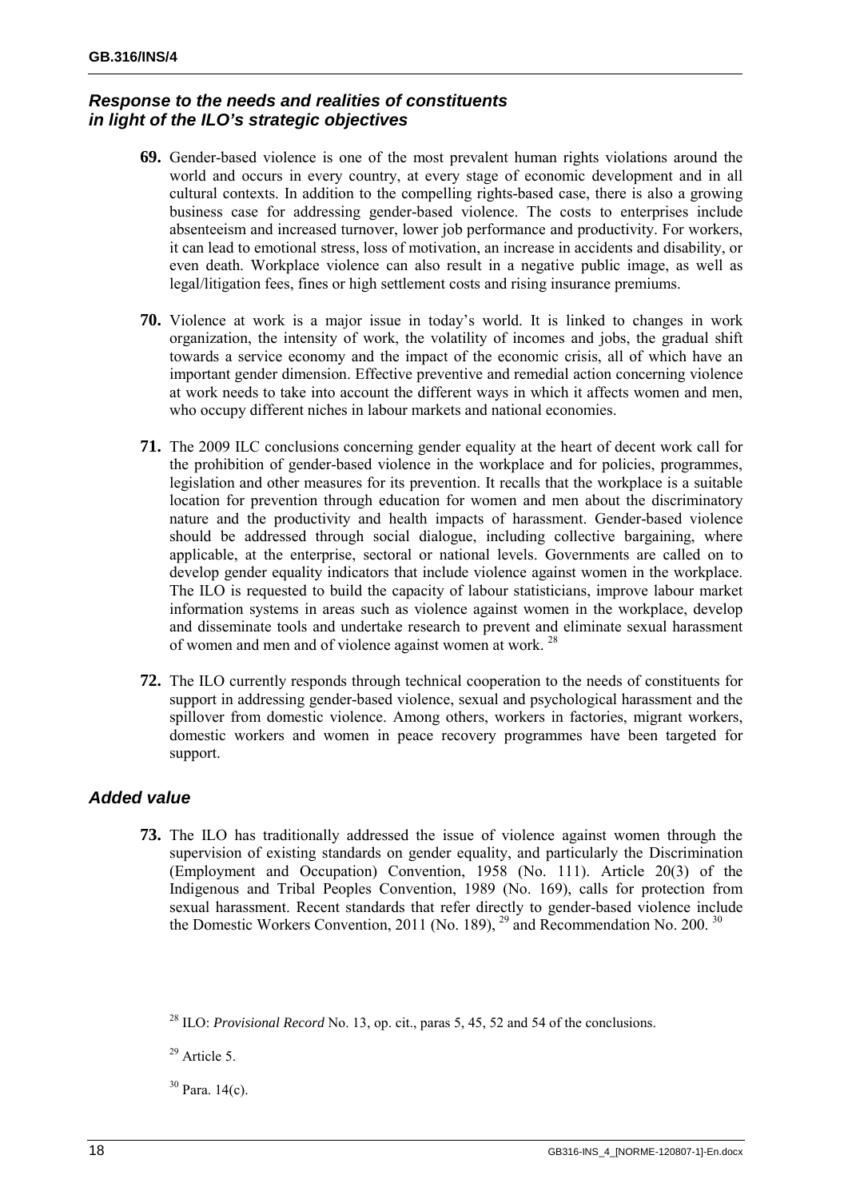### *Response to the needs and realities of constituents in light of the ILO's strategic objectives*

**69.** Gender-based violence is one of the most prevalent human rights violations around the world and occurs in every country, at every stage of economic development and in all cultural contexts. In addition to the compelling rights-based case, there is also a growing business case for addressing gender-based violence. The costs to enterprises include absenteeism and increased turnover, lower job performance and productivity. For workers, it can lead to emotional stress, loss of motivation, an increase in accidents and disability, or even death. Workplace violence can also result in a negative public image, as well as legal/litigation fees, fines or high settlement costs and rising insurance premiums.

**70.** Violence at work is a major issue in today's world. It is linked to changes in work organization, the intensity of work, the volatility of incomes and jobs, the gradual shift towards a service economy and the impact of the economic crisis, all of which have an important gender dimension. Effective preventive and remedial action concerning violence at work needs to take into account the different ways in which it affects women and men, who occupy different niches in labour markets and national economies.

**71.** The 2009 ILC conclusions concerning gender equality at the heart of decent work call for the prohibition of gender-based violence in the workplace and for policies, programmes, legislation and other measures for its prevention. It recalls that the workplace is a suitable location for prevention through education for women and men about the discriminatory nature and the productivity and health impacts of harassment. Gender-based violence should be addressed through social dialogue, including collective bargaining, where applicable, at the enterprise, sectoral or national levels. Governments are called on to develop gender equality indicators that include violence against women in the workplace. The ILO is requested to build the capacity of labour statisticians, improve labour market information systems in areas such as violence against women in the workplace, develop and disseminate tools and undertake research to prevent and eliminate sexual harassment of women and men and of violence against women at work. [28]

**72.** The ILO currently responds through technical cooperation to the needs of constituents for support in addressing gender-based violence, sexual and psychological harassment and the spillover from domestic violence. Among others, workers in factories, migrant workers, domestic workers and women in peace recovery programmes have been targeted for support.

### *Added value*

**73.** The ILO has traditionally addressed the issue of violence against women through the supervision of existing standards on gender equality, and particularly the Discrimination (Employment and Occupation) Convention, 1958 (No. 111). Article 20(3) of the Indigenous and Tribal Peoples Convention, 1989 (No. 169), calls for protection from sexual harassment. Recent standards that refer directly to gender-based violence include the Domestic Workers Convention, 2011 (No. 189), [29] and Recommendation No. 200. [30]

---

[28] ILO: *Provisional Record* No. 13, op. cit., paras 5, 45, 52 and 54 of the conclusions.

[29] Article 5.

[30] Para. 14(c).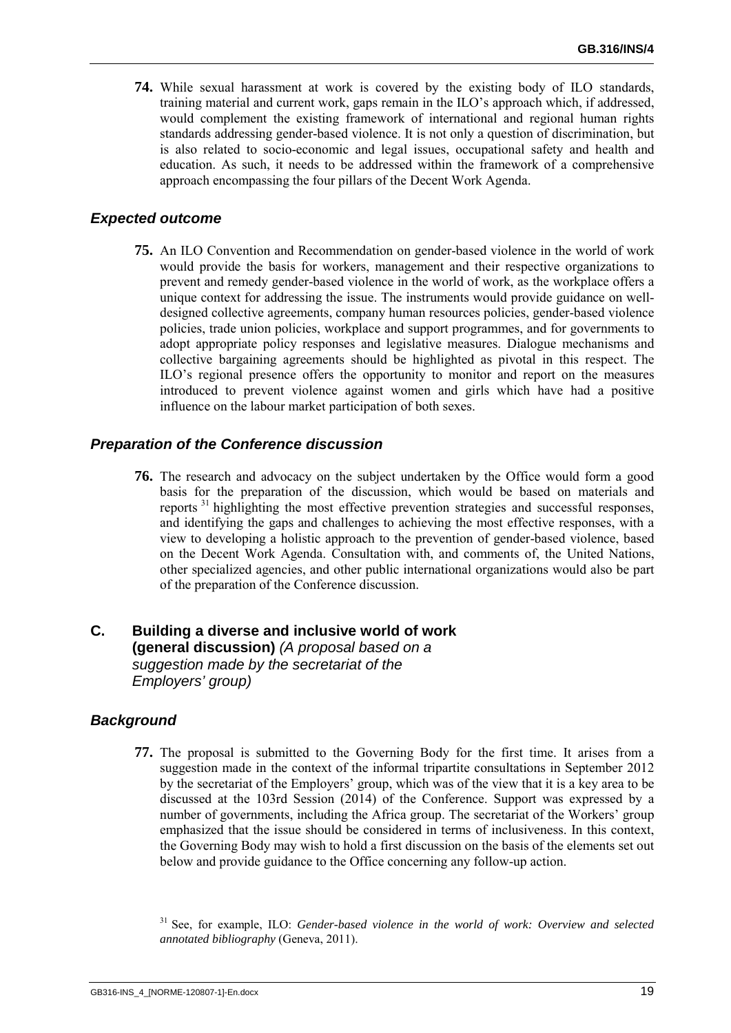**74.** While sexual harassment at work is covered by the existing body of ILO standards, training material and current work, gaps remain in the ILO's approach which, if addressed, would complement the existing framework of international and regional human rights standards addressing gender-based violence. It is not only a question of discrimination, but is also related to socio-economic and legal issues, occupational safety and health and education. As such, it needs to be addressed within the framework of a comprehensive approach encompassing the four pillars of the Decent Work Agenda.

### *Expected outcome*

**75.** An ILO Convention and Recommendation on gender-based violence in the world of work would provide the basis for workers, management and their respective organizations to prevent and remedy gender-based violence in the world of work, as the workplace offers a unique context for addressing the issue. The instruments would provide guidance on well-designed collective agreements, company human resources policies, gender-based violence policies, trade union policies, workplace and support programmes, and for governments to adopt appropriate policy responses and legislative measures. Dialogue mechanisms and collective bargaining agreements should be highlighted as pivotal in this respect. The ILO's regional presence offers the opportunity to monitor and report on the measures introduced to prevent violence against women and girls which have had a positive influence on the labour market participation of both sexes.

### *Preparation of the Conference discussion*

**76.** The research and advocacy on the subject undertaken by the Office would form a good basis for the preparation of the discussion, which would be based on materials and reports [31] highlighting the most effective prevention strategies and successful responses, and identifying the gaps and challenges to achieving the most effective responses, with a view to developing a holistic approach to the prevention of gender-based violence, based on the Decent Work Agenda. Consultation with, and comments of, the United Nations, other specialized agencies, and other public international organizations would also be part of the preparation of the Conference discussion.

## C. Building a diverse and inclusive world of work (general discussion) *(A proposal based on a suggestion made by the secretariat of the Employers' group)*

### *Background*

**77.** The proposal is submitted to the Governing Body for the first time. It arises from a suggestion made in the context of the informal tripartite consultations in September 2012 by the secretariat of the Employers' group, which was of the view that it is a key area to be discussed at the 103rd Session (2014) of the Conference. Support was expressed by a number of governments, including the Africa group. The secretariat of the Workers' group emphasized that the issue should be considered in terms of inclusiveness. In this context, the Governing Body may wish to hold a first discussion on the basis of the elements set out below and provide guidance to the Office concerning any follow-up action.

[31] See, for example, ILO: *Gender-based violence in the world of work: Overview and selected annotated bibliography* (Geneva, 2011).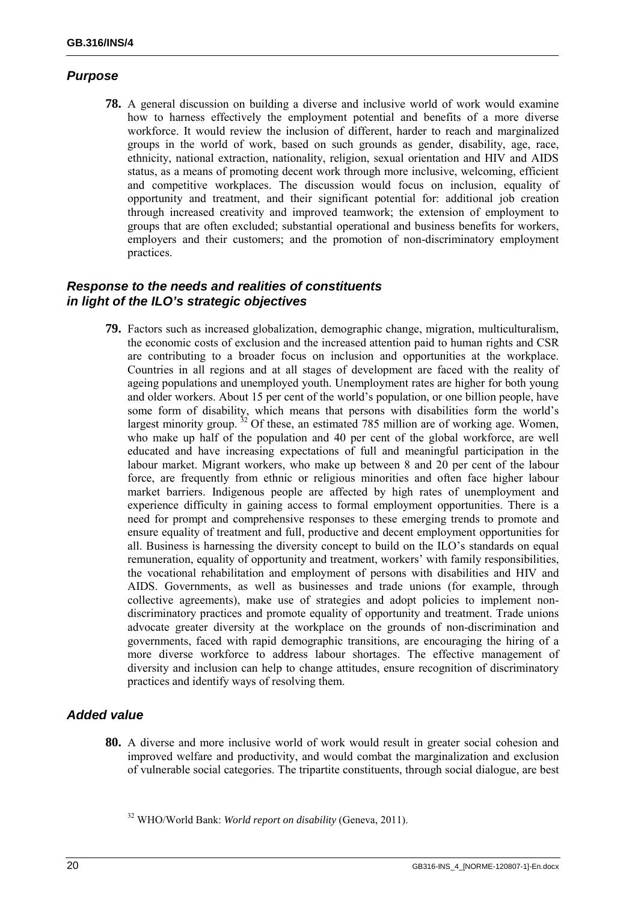### *Purpose*

**78.** A general discussion on building a diverse and inclusive world of work would examine how to harness effectively the employment potential and benefits of a more diverse workforce. It would review the inclusion of different, harder to reach and marginalized groups in the world of work, based on such grounds as gender, disability, age, race, ethnicity, national extraction, nationality, religion, sexual orientation and HIV and AIDS status, as a means of promoting decent work through more inclusive, welcoming, efficient and competitive workplaces. The discussion would focus on inclusion, equality of opportunity and treatment, and their significant potential for: additional job creation through increased creativity and improved teamwork; the extension of employment to groups that are often excluded; substantial operational and business benefits for workers, employers and their customers; and the promotion of non-discriminatory employment practices.

### *Response to the needs and realities of constituents in light of the ILO's strategic objectives*

**79.** Factors such as increased globalization, demographic change, migration, multiculturalism, the economic costs of exclusion and the increased attention paid to human rights and CSR are contributing to a broader focus on inclusion and opportunities at the workplace. Countries in all regions and at all stages of development are faced with the reality of ageing populations and unemployed youth. Unemployment rates are higher for both young and older workers. About 15 per cent of the world's population, or one billion people, have some form of disability, which means that persons with disabilities form the world's largest minority group. [32] Of these, an estimated 785 million are of working age. Women, who make up half of the population and 40 per cent of the global workforce, are well educated and have increasing expectations of full and meaningful participation in the labour market. Migrant workers, who make up between 8 and 20 per cent of the labour force, are frequently from ethnic or religious minorities and often face higher labour market barriers. Indigenous people are affected by high rates of unemployment and experience difficulty in gaining access to formal employment opportunities. There is a need for prompt and comprehensive responses to these emerging trends to promote and ensure equality of treatment and full, productive and decent employment opportunities for all. Business is harnessing the diversity concept to build on the ILO's standards on equal remuneration, equality of opportunity and treatment, workers' with family responsibilities, the vocational rehabilitation and employment of persons with disabilities and HIV and AIDS. Governments, as well as businesses and trade unions (for example, through collective agreements), make use of strategies and adopt policies to implement non-discriminatory practices and promote equality of opportunity and treatment. Trade unions advocate greater diversity at the workplace on the grounds of non-discrimination and governments, faced with rapid demographic transitions, are encouraging the hiring of a more diverse workforce to address labour shortages. The effective management of diversity and inclusion can help to change attitudes, ensure recognition of discriminatory practices and identify ways of resolving them.

### *Added value*

**80.** A diverse and more inclusive world of work would result in greater social cohesion and improved welfare and productivity, and would combat the marginalization and exclusion of vulnerable social categories. The tripartite constituents, through social dialogue, are best

[32] WHO/World Bank: *World report on disability* (Geneva, 2011).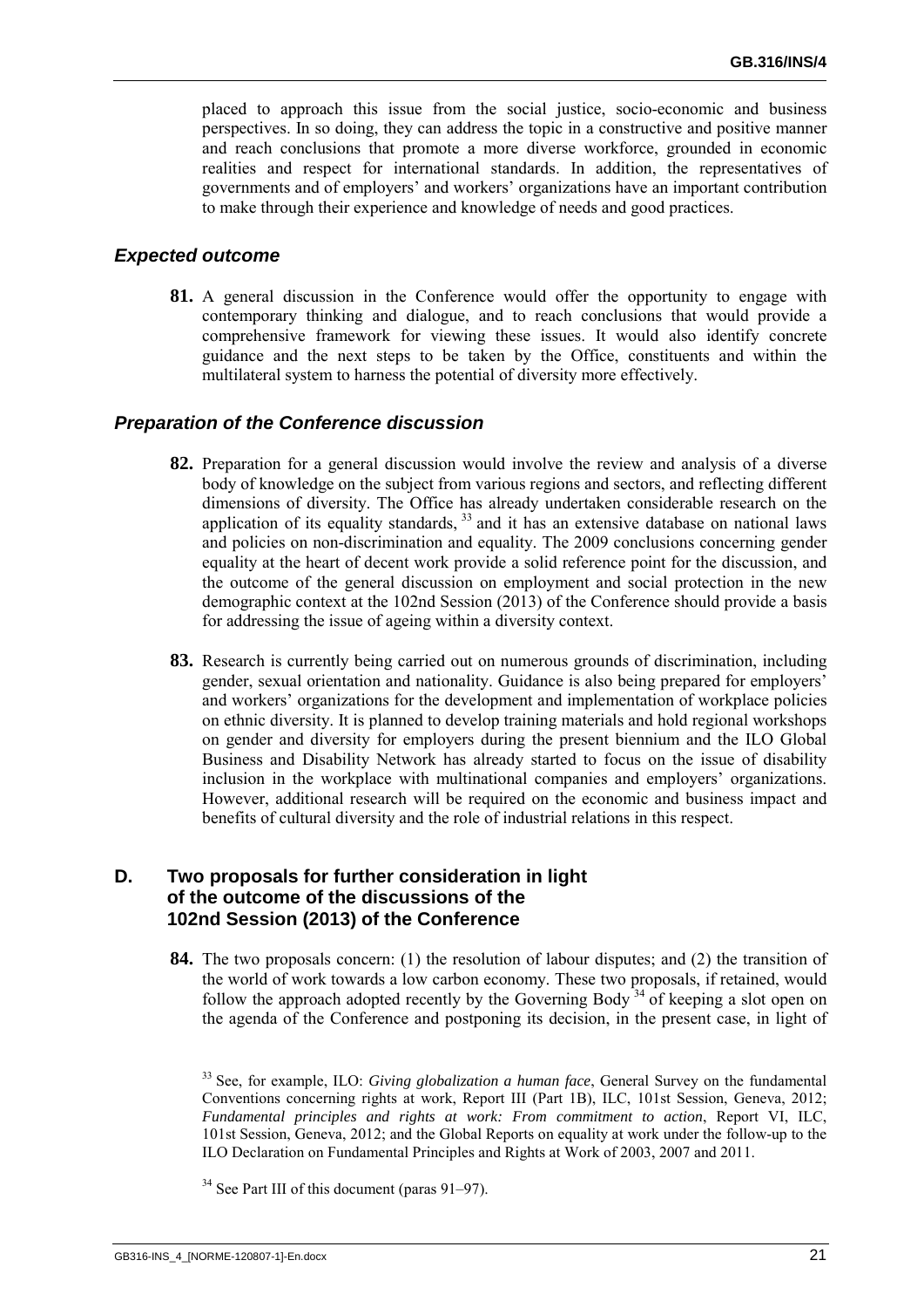placed to approach this issue from the social justice, socio-economic and business perspectives. In so doing, they can address the topic in a constructive and positive manner and reach conclusions that promote a more diverse workforce, grounded in economic realities and respect for international standards. In addition, the representatives of governments and of employers' and workers' organizations have an important contribution to make through their experience and knowledge of needs and good practices.

### *Expected outcome*

**81.** A general discussion in the Conference would offer the opportunity to engage with contemporary thinking and dialogue, and to reach conclusions that would provide a comprehensive framework for viewing these issues. It would also identify concrete guidance and the next steps to be taken by the Office, constituents and within the multilateral system to harness the potential of diversity more effectively.

### *Preparation of the Conference discussion*

**82.** Preparation for a general discussion would involve the review and analysis of a diverse body of knowledge on the subject from various regions and sectors, and reflecting different dimensions of diversity. The Office has already undertaken considerable research on the application of its equality standards, [33] and it has an extensive database on national laws and policies on non-discrimination and equality. The 2009 conclusions concerning gender equality at the heart of decent work provide a solid reference point for the discussion, and the outcome of the general discussion on employment and social protection in the new demographic context at the 102nd Session (2013) of the Conference should provide a basis for addressing the issue of ageing within a diversity context.

**83.** Research is currently being carried out on numerous grounds of discrimination, including gender, sexual orientation and nationality. Guidance is also being prepared for employers' and workers' organizations for the development and implementation of workplace policies on ethnic diversity. It is planned to develop training materials and hold regional workshops on gender and diversity for employers during the present biennium and the ILO Global Business and Disability Network has already started to focus on the issue of disability inclusion in the workplace with multinational companies and employers' organizations. However, additional research will be required on the economic and business impact and benefits of cultural diversity and the role of industrial relations in this respect.

## D. Two proposals for further consideration in light of the outcome of the discussions of the 102nd Session (2013) of the Conference

**84.** The two proposals concern: (1) the resolution of labour disputes; and (2) the transition of the world of work towards a low carbon economy. These two proposals, if retained, would follow the approach adopted recently by the Governing Body [34] of keeping a slot open on the agenda of the Conference and postponing its decision, in the present case, in light of

[33] See, for example, ILO: *Giving globalization a human face*, General Survey on the fundamental Conventions concerning rights at work, Report III (Part 1B), ILC, 101st Session, Geneva, 2012; *Fundamental principles and rights at work: From commitment to action*, Report VI, ILC, 101st Session, Geneva, 2012; and the Global Reports on equality at work under the follow-up to the ILO Declaration on Fundamental Principles and Rights at Work of 2003, 2007 and 2011.

[34] See Part III of this document (paras 91–97).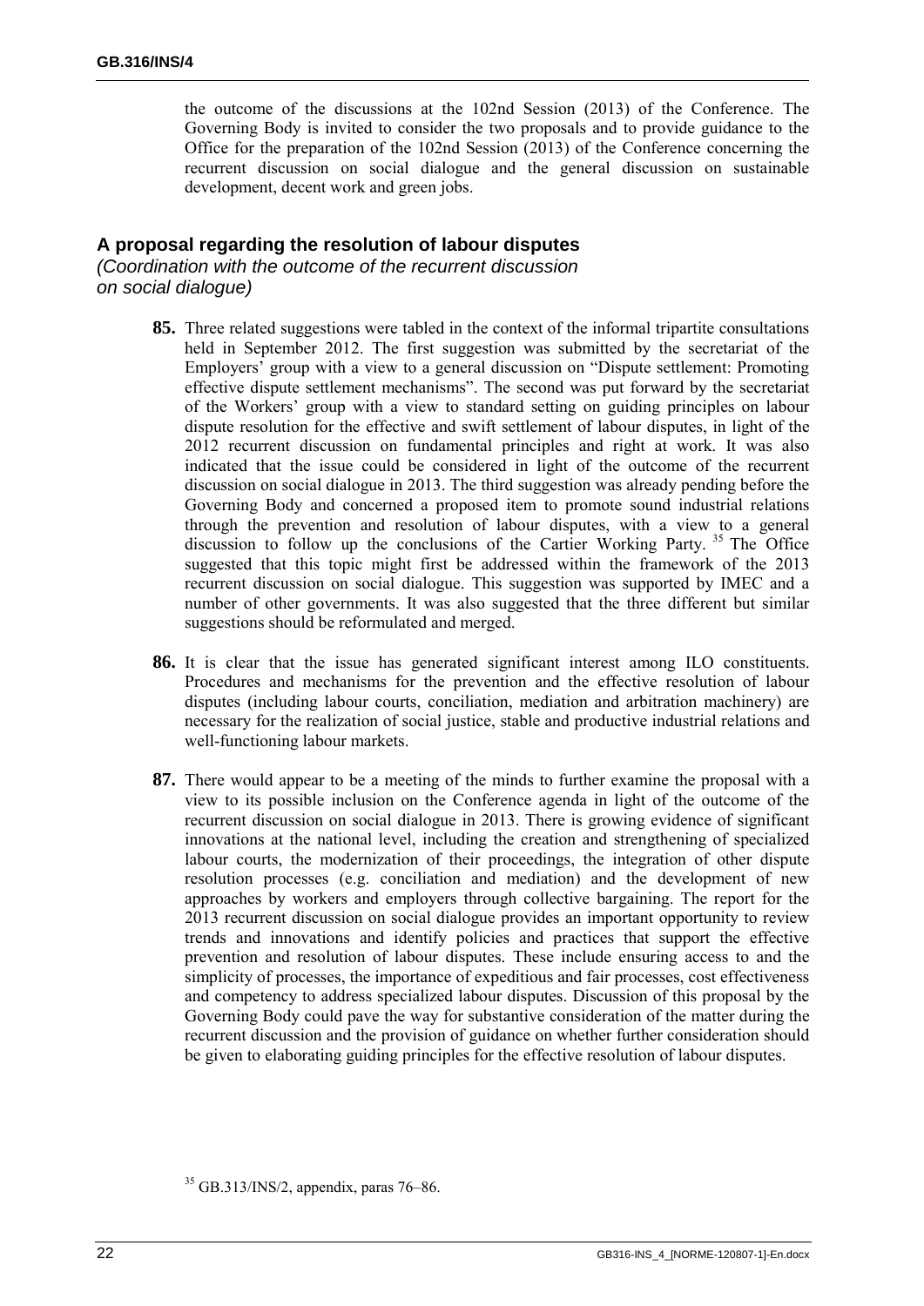the outcome of the discussions at the 102nd Session (2013) of the Conference. The Governing Body is invited to consider the two proposals and to provide guidance to the Office for the preparation of the 102nd Session (2013) of the Conference concerning the recurrent discussion on social dialogue and the general discussion on sustainable development, decent work and green jobs.

### A proposal regarding the resolution of labour disputes
*(Coordination with the outcome of the recurrent discussion on social dialogue)*

**85.** Three related suggestions were tabled in the context of the informal tripartite consultations held in September 2012. The first suggestion was submitted by the secretariat of the Employers' group with a view to a general discussion on "Dispute settlement: Promoting effective dispute settlement mechanisms". The second was put forward by the secretariat of the Workers' group with a view to standard setting on guiding principles on labour dispute resolution for the effective and swift settlement of labour disputes, in light of the 2012 recurrent discussion on fundamental principles and right at work. It was also indicated that the issue could be considered in light of the outcome of the recurrent discussion on social dialogue in 2013. The third suggestion was already pending before the Governing Body and concerned a proposed item to promote sound industrial relations through the prevention and resolution of labour disputes, with a view to a general discussion to follow up the conclusions of the Cartier Working Party. [35] The Office suggested that this topic might first be addressed within the framework of the 2013 recurrent discussion on social dialogue. This suggestion was supported by IMEC and a number of other governments. It was also suggested that the three different but similar suggestions should be reformulated and merged.

**86.** It is clear that the issue has generated significant interest among ILO constituents. Procedures and mechanisms for the prevention and the effective resolution of labour disputes (including labour courts, conciliation, mediation and arbitration machinery) are necessary for the realization of social justice, stable and productive industrial relations and well-functioning labour markets.

**87.** There would appear to be a meeting of the minds to further examine the proposal with a view to its possible inclusion on the Conference agenda in light of the outcome of the recurrent discussion on social dialogue in 2013. There is growing evidence of significant innovations at the national level, including the creation and strengthening of specialized labour courts, the modernization of their proceedings, the integration of other dispute resolution processes (e.g. conciliation and mediation) and the development of new approaches by workers and employers through collective bargaining. The report for the 2013 recurrent discussion on social dialogue provides an important opportunity to review trends and innovations and identify policies and practices that support the effective prevention and resolution of labour disputes. These include ensuring access to and the simplicity of processes, the importance of expeditious and fair processes, cost effectiveness and competency to address specialized labour disputes. Discussion of this proposal by the Governing Body could pave the way for substantive consideration of the matter during the recurrent discussion and the provision of guidance on whether further consideration should be given to elaborating guiding principles for the effective resolution of labour disputes.

[35] GB.313/INS/2, appendix, paras 76–86.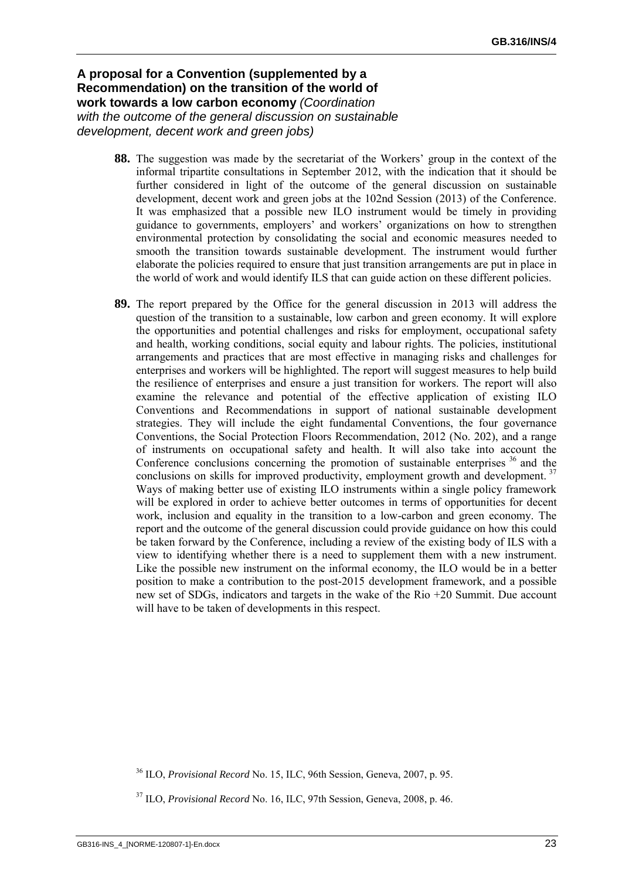### **A proposal for a Convention (supplemented by a Recommendation) on the transition of the world of work towards a low carbon economy** *(Coordination with the outcome of the general discussion on sustainable development, decent work and green jobs)*

**88.** The suggestion was made by the secretariat of the Workers' group in the context of the informal tripartite consultations in September 2012, with the indication that it should be further considered in light of the outcome of the general discussion on sustainable development, decent work and green jobs at the 102nd Session (2013) of the Conference. It was emphasized that a possible new ILO instrument would be timely in providing guidance to governments, employers' and workers' organizations on how to strengthen environmental protection by consolidating the social and economic measures needed to smooth the transition towards sustainable development. The instrument would further elaborate the policies required to ensure that just transition arrangements are put in place in the world of work and would identify ILS that can guide action on these different policies.

**89.** The report prepared by the Office for the general discussion in 2013 will address the question of the transition to a sustainable, low carbon and green economy. It will explore the opportunities and potential challenges and risks for employment, occupational safety and health, working conditions, social equity and labour rights. The policies, institutional arrangements and practices that are most effective in managing risks and challenges for enterprises and workers will be highlighted. The report will suggest measures to help build the resilience of enterprises and ensure a just transition for workers. The report will also examine the relevance and potential of the effective application of existing ILO Conventions and Recommendations in support of national sustainable development strategies. They will include the eight fundamental Conventions, the four governance Conventions, the Social Protection Floors Recommendation, 2012 (No. 202), and a range of instruments on occupational safety and health. It will also take into account the Conference conclusions concerning the promotion of sustainable enterprises [36] and the conclusions on skills for improved productivity, employment growth and development. [37] Ways of making better use of existing ILO instruments within a single policy framework will be explored in order to achieve better outcomes in terms of opportunities for decent work, inclusion and equality in the transition to a low-carbon and green economy. The report and the outcome of the general discussion could provide guidance on how this could be taken forward by the Conference, including a review of the existing body of ILS with a view to identifying whether there is a need to supplement them with a new instrument. Like the possible new instrument on the informal economy, the ILO would be in a better position to make a contribution to the post-2015 development framework, and a possible new set of SDGs, indicators and targets in the wake of the Rio +20 Summit. Due account will have to be taken of developments in this respect.

[36] ILO, *Provisional Record* No. 15, ILC, 96th Session, Geneva, 2007, p. 95.

[37] ILO, *Provisional Record* No. 16, ILC, 97th Session, Geneva, 2008, p. 46.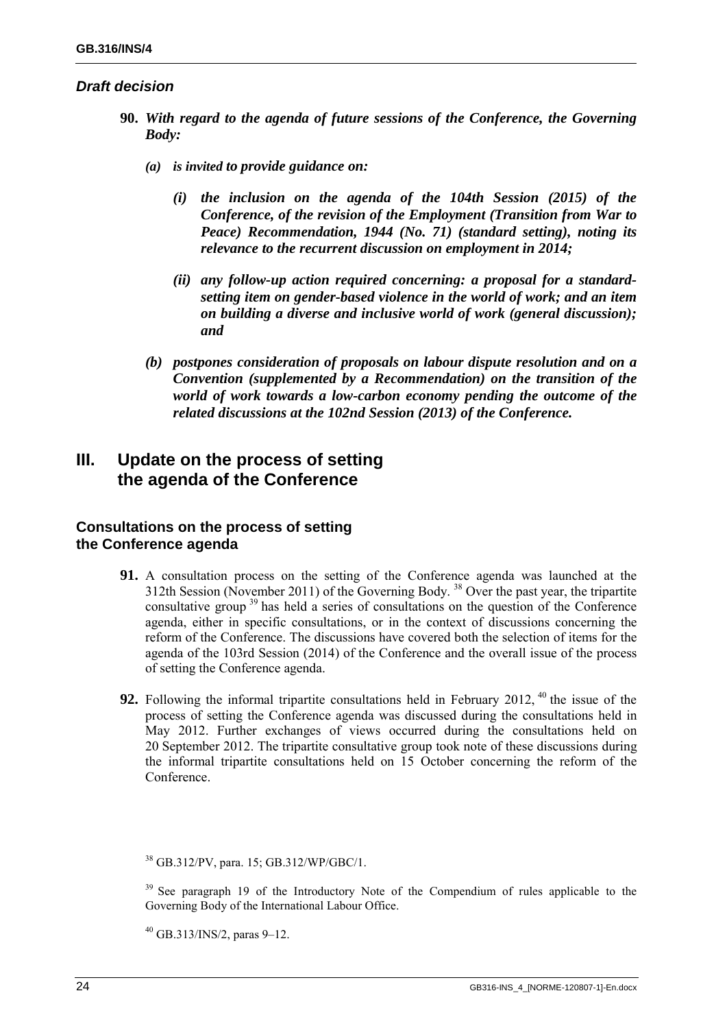### *Draft decision*

**90.** ***With regard to the agenda of future sessions of the Conference, the Governing Body:***

***(a) is invited to provide guidance on:***

***(i) the inclusion on the agenda of the 104th Session (2015) of the Conference, of the revision of the Employment (Transition from War to Peace) Recommendation, 1944 (No. 71) (standard setting), noting its relevance to the recurrent discussion on employment in 2014;***

***(ii) any follow-up action required concerning: a proposal for a standard-setting item on gender-based violence in the world of work; and an item on building a diverse and inclusive world of work (general discussion); and***

***(b) postpones consideration of proposals on labour dispute resolution and on a Convention (supplemented by a Recommendation) on the transition of the world of work towards a low-carbon economy pending the outcome of the related discussions at the 102nd Session (2013) of the Conference.***

## III. Update on the process of setting the agenda of the Conference

### Consultations on the process of setting the Conference agenda

**91.** A consultation process on the setting of the Conference agenda was launched at the 312th Session (November 2011) of the Governing Body. [38] Over the past year, the tripartite consultative group [39] has held a series of consultations on the question of the Conference agenda, either in specific consultations, or in the context of discussions concerning the reform of the Conference. The discussions have covered both the selection of items for the agenda of the 103rd Session (2014) of the Conference and the overall issue of the process of setting the Conference agenda.

**92.** Following the informal tripartite consultations held in February 2012, [40] the issue of the process of setting the Conference agenda was discussed during the consultations held in May 2012. Further exchanges of views occurred during the consultations held on 20 September 2012. The tripartite consultative group took note of these discussions during the informal tripartite consultations held on 15 October concerning the reform of the Conference.

[38] GB.312/PV, para. 15; GB.312/WP/GBC/1.

[39] See paragraph 19 of the Introductory Note of the Compendium of rules applicable to the Governing Body of the International Labour Office.

[40] GB.313/INS/2, paras 9–12.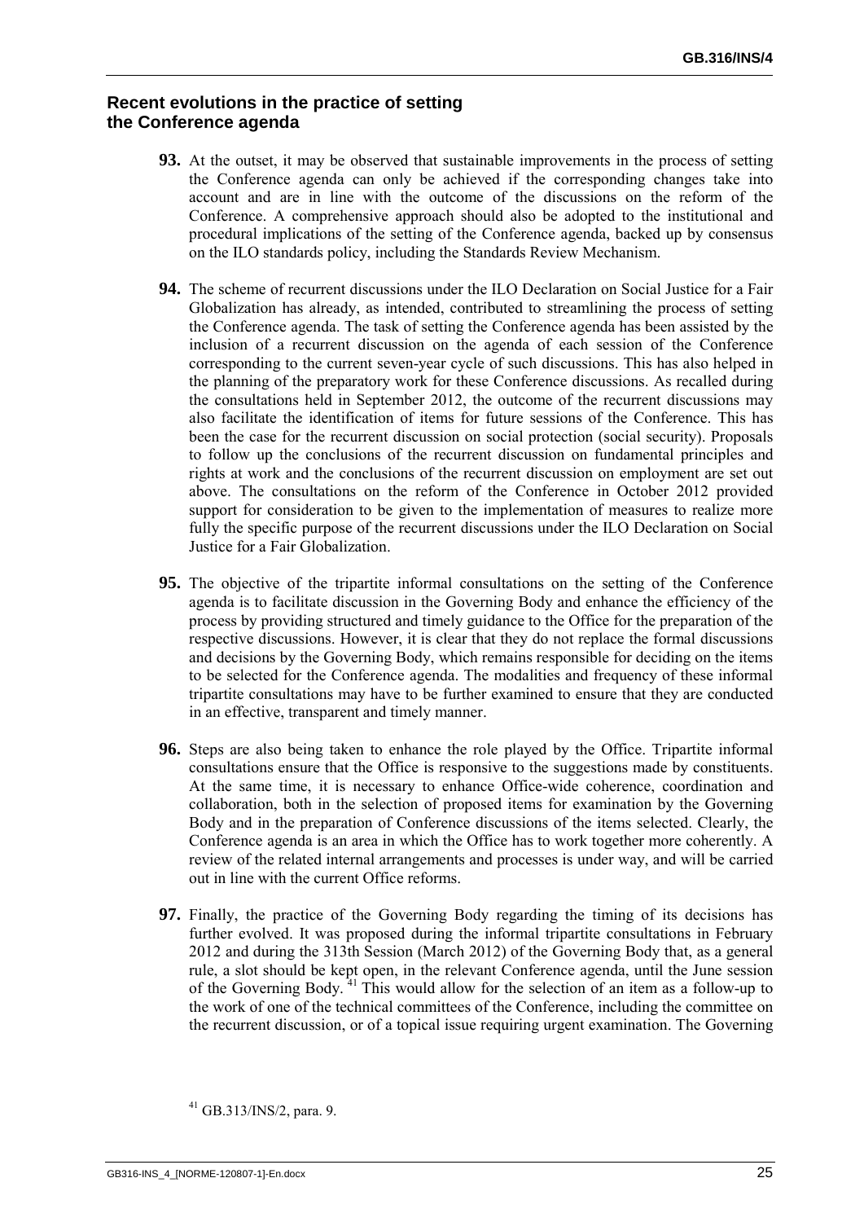## Recent evolutions in the practice of setting the Conference agenda

**93.** At the outset, it may be observed that sustainable improvements in the process of setting the Conference agenda can only be achieved if the corresponding changes take into account and are in line with the outcome of the discussions on the reform of the Conference. A comprehensive approach should also be adopted to the institutional and procedural implications of the setting of the Conference agenda, backed up by consensus on the ILO standards policy, including the Standards Review Mechanism.

**94.** The scheme of recurrent discussions under the ILO Declaration on Social Justice for a Fair Globalization has already, as intended, contributed to streamlining the process of setting the Conference agenda. The task of setting the Conference agenda has been assisted by the inclusion of a recurrent discussion on the agenda of each session of the Conference corresponding to the current seven-year cycle of such discussions. This has also helped in the planning of the preparatory work for these Conference discussions. As recalled during the consultations held in September 2012, the outcome of the recurrent discussions may also facilitate the identification of items for future sessions of the Conference. This has been the case for the recurrent discussion on social protection (social security). Proposals to follow up the conclusions of the recurrent discussion on fundamental principles and rights at work and the conclusions of the recurrent discussion on employment are set out above. The consultations on the reform of the Conference in October 2012 provided support for consideration to be given to the implementation of measures to realize more fully the specific purpose of the recurrent discussions under the ILO Declaration on Social Justice for a Fair Globalization.

**95.** The objective of the tripartite informal consultations on the setting of the Conference agenda is to facilitate discussion in the Governing Body and enhance the efficiency of the process by providing structured and timely guidance to the Office for the preparation of the respective discussions. However, it is clear that they do not replace the formal discussions and decisions by the Governing Body, which remains responsible for deciding on the items to be selected for the Conference agenda. The modalities and frequency of these informal tripartite consultations may have to be further examined to ensure that they are conducted in an effective, transparent and timely manner.

**96.** Steps are also being taken to enhance the role played by the Office. Tripartite informal consultations ensure that the Office is responsive to the suggestions made by constituents. At the same time, it is necessary to enhance Office-wide coherence, coordination and collaboration, both in the selection of proposed items for examination by the Governing Body and in the preparation of Conference discussions of the items selected. Clearly, the Conference agenda is an area in which the Office has to work together more coherently. A review of the related internal arrangements and processes is under way, and will be carried out in line with the current Office reforms.

**97.** Finally, the practice of the Governing Body regarding the timing of its decisions has further evolved. It was proposed during the informal tripartite consultations in February 2012 and during the 313th Session (March 2012) of the Governing Body that, as a general rule, a slot should be kept open, in the relevant Conference agenda, until the June session of the Governing Body. [41] This would allow for the selection of an item as a follow-up to the work of one of the technical committees of the Conference, including the committee on the recurrent discussion, or of a topical issue requiring urgent examination. The Governing

[41] GB.313/INS/2, para. 9.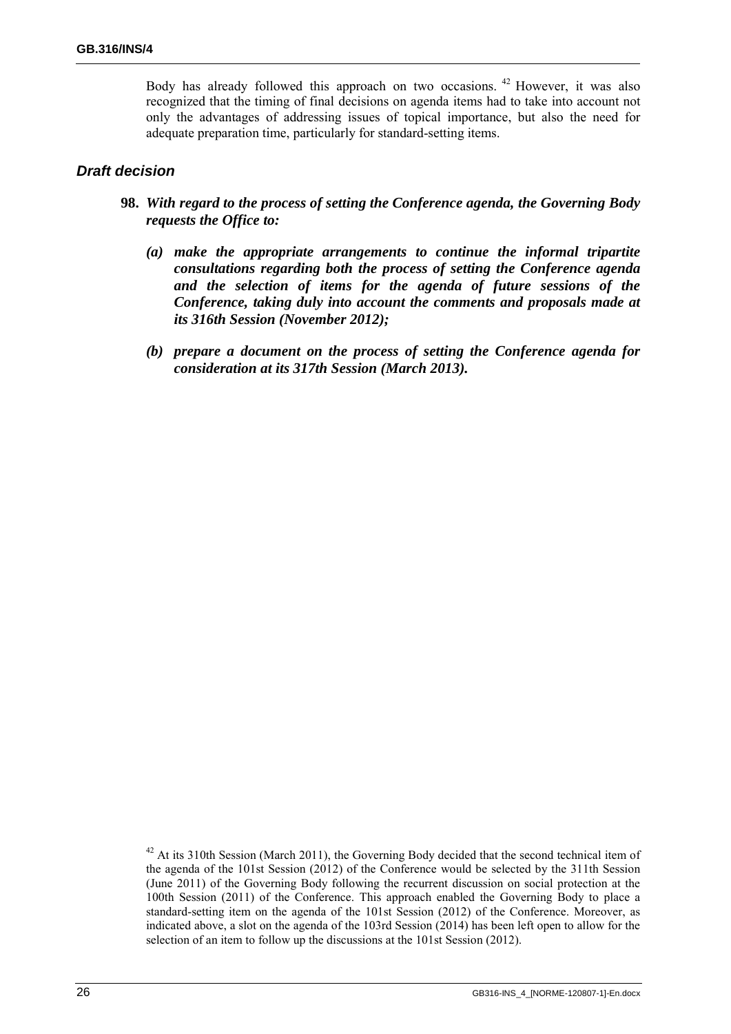Body has already followed this approach on two occasions. [42] However, it was also recognized that the timing of final decisions on agenda items had to take into account not only the advantages of addressing issues of topical importance, but also the need for adequate preparation time, particularly for standard-setting items.

### *Draft decision*

**98.** ***With regard to the process of setting the Conference agenda, the Governing Body requests the Office to:***

***(a) make the appropriate arrangements to continue the informal tripartite consultations regarding both the process of setting the Conference agenda and the selection of items for the agenda of future sessions of the Conference, taking duly into account the comments and proposals made at its 316th Session (November 2012);***

***(b) prepare a document on the process of setting the Conference agenda for consideration at its 317th Session (March 2013).***

---

[42] At its 310th Session (March 2011), the Governing Body decided that the second technical item of the agenda of the 101st Session (2012) of the Conference would be selected by the 311th Session (June 2011) of the Governing Body following the recurrent discussion on social protection at the 100th Session (2011) of the Conference. This approach enabled the Governing Body to place a standard-setting item on the agenda of the 101st Session (2012) of the Conference. Moreover, as indicated above, a slot on the agenda of the 103rd Session (2014) has been left open to allow for the selection of an item to follow up the discussions at the 101st Session (2012).